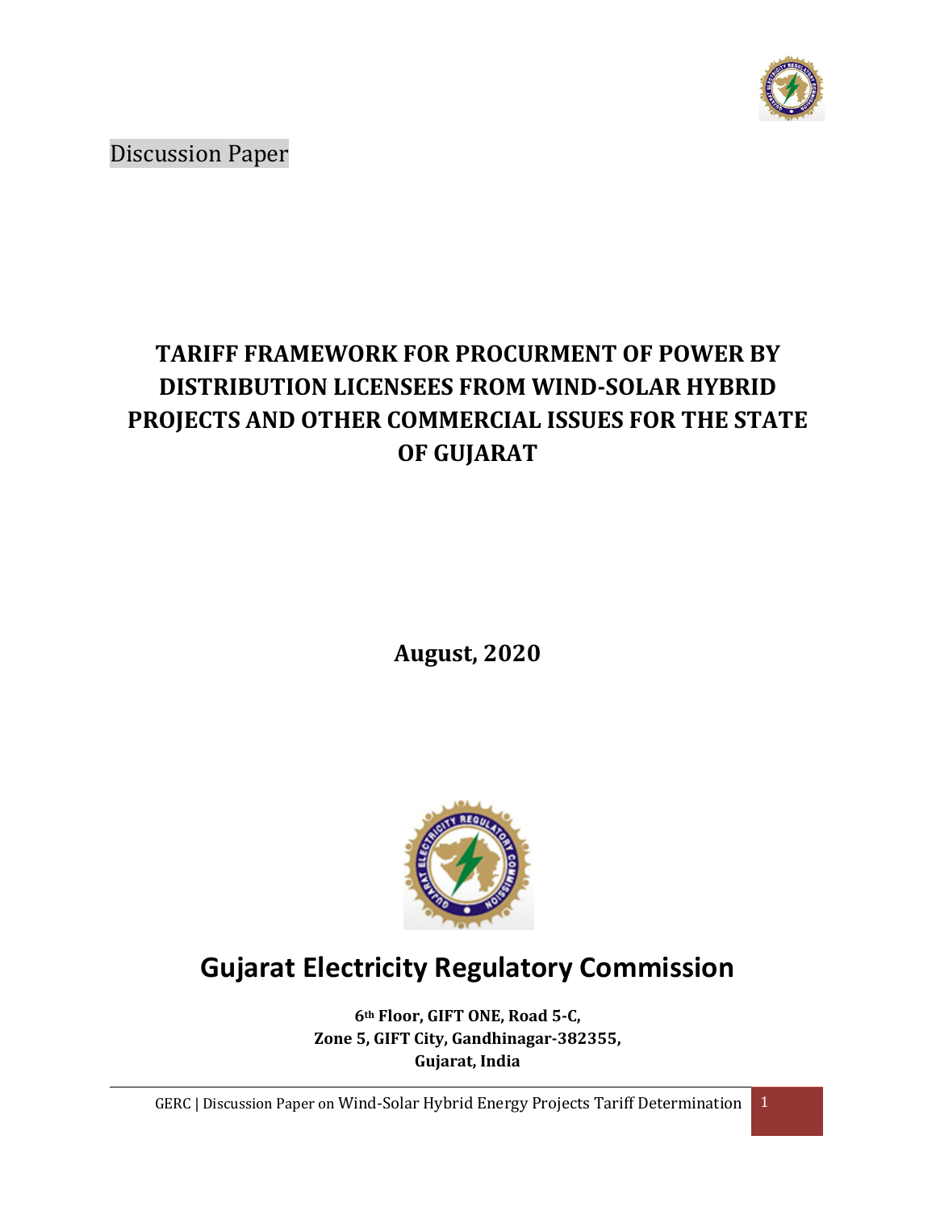Discussion Paper

# TARIFF FRAMEWORK FOR PROCURMENT OF POWER BY DISTRIBUTION LICENSEES FROM WIND-SOLAR HYBRID PROJECTS AND OTHER COMMERCIAL ISSUES FOR THE STATE OF GUJARAT

**August, 2020**

# Gujarat Electricity Regulatory Commission

**6th Floor, GIFT ONE, Road 5-C,**
**Zone 5, GIFT City, Gandhinagar-382355,**
**Gujarat, India**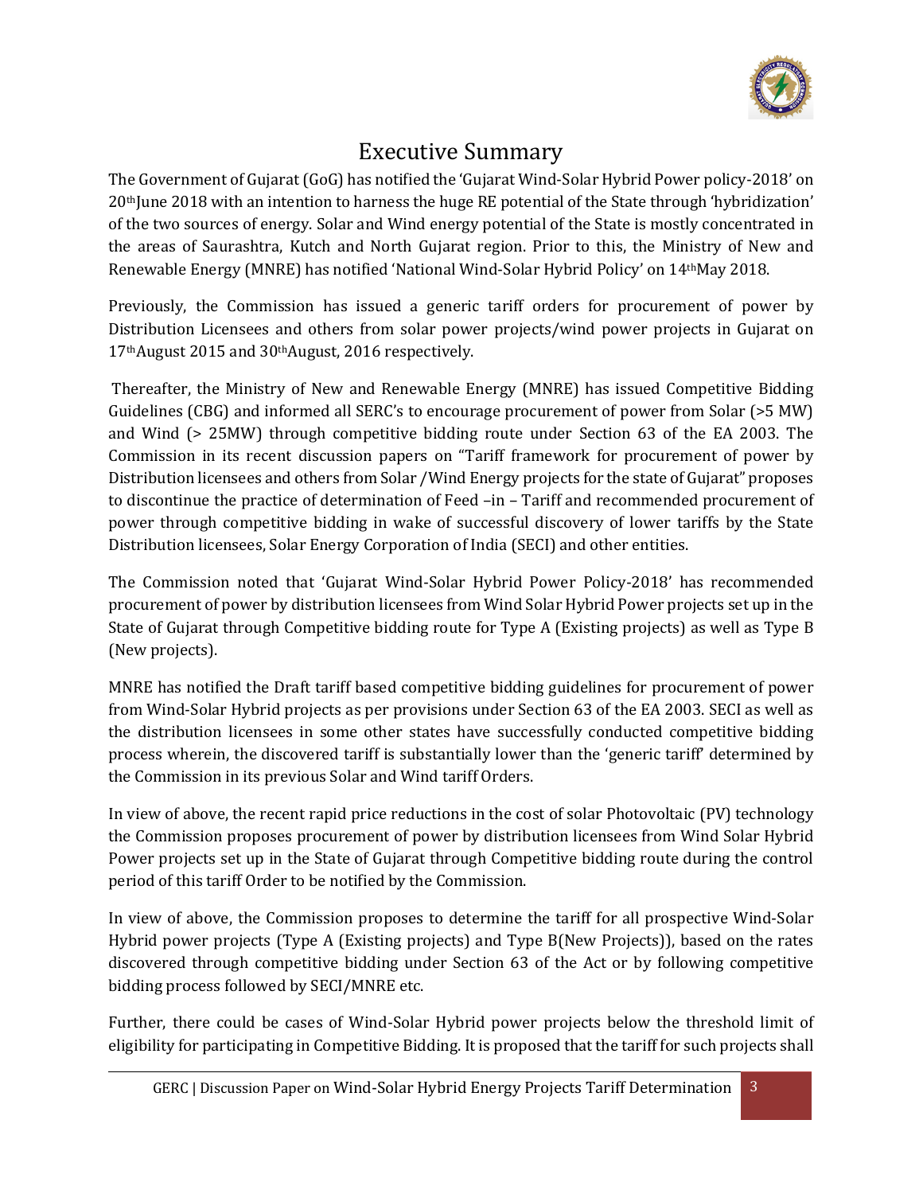# Executive Summary

The Government of Gujarat (GoG) has notified the 'Gujarat Wind-Solar Hybrid Power policy-2018' on 20th June 2018 with an intention to harness the huge RE potential of the State through 'hybridization' of the two sources of energy. Solar and Wind energy potential of the State is mostly concentrated in the areas of Saurashtra, Kutch and North Gujarat region. Prior to this, the Ministry of New and Renewable Energy (MNRE) has notified 'National Wind-Solar Hybrid Policy' on 14th May 2018.

Previously, the Commission has issued a generic tariff orders for procurement of power by Distribution Licensees and others from solar power projects/wind power projects in Gujarat on 17th August 2015 and 30th August, 2016 respectively.

Thereafter, the Ministry of New and Renewable Energy (MNRE) has issued Competitive Bidding Guidelines (CBG) and informed all SERC's to encourage procurement of power from Solar (>5 MW) and Wind (> 25MW) through competitive bidding route under Section 63 of the EA 2003. The Commission in its recent discussion papers on "Tariff framework for procurement of power by Distribution licensees and others from Solar /Wind Energy projects for the state of Gujarat" proposes to discontinue the practice of determination of Feed –in – Tariff and recommended procurement of power through competitive bidding in wake of successful discovery of lower tariffs by the State Distribution licensees, Solar Energy Corporation of India (SECI) and other entities.

The Commission noted that 'Gujarat Wind-Solar Hybrid Power Policy-2018' has recommended procurement of power by distribution licensees from Wind Solar Hybrid Power projects set up in the State of Gujarat through Competitive bidding route for Type A (Existing projects) as well as Type B (New projects).

MNRE has notified the Draft tariff based competitive bidding guidelines for procurement of power from Wind-Solar Hybrid projects as per provisions under Section 63 of the EA 2003. SECI as well as the distribution licensees in some other states have successfully conducted competitive bidding process wherein, the discovered tariff is substantially lower than the 'generic tariff' determined by the Commission in its previous Solar and Wind tariff Orders.

In view of above, the recent rapid price reductions in the cost of solar Photovoltaic (PV) technology the Commission proposes procurement of power by distribution licensees from Wind Solar Hybrid Power projects set up in the State of Gujarat through Competitive bidding route during the control period of this tariff Order to be notified by the Commission.

In view of above, the Commission proposes to determine the tariff for all prospective Wind-Solar Hybrid power projects (Type A (Existing projects) and Type B(New Projects)), based on the rates discovered through competitive bidding under Section 63 of the Act or by following competitive bidding process followed by SECI/MNRE etc.

Further, there could be cases of Wind-Solar Hybrid power projects below the threshold limit of eligibility for participating in Competitive Bidding. It is proposed that the tariff for such projects shall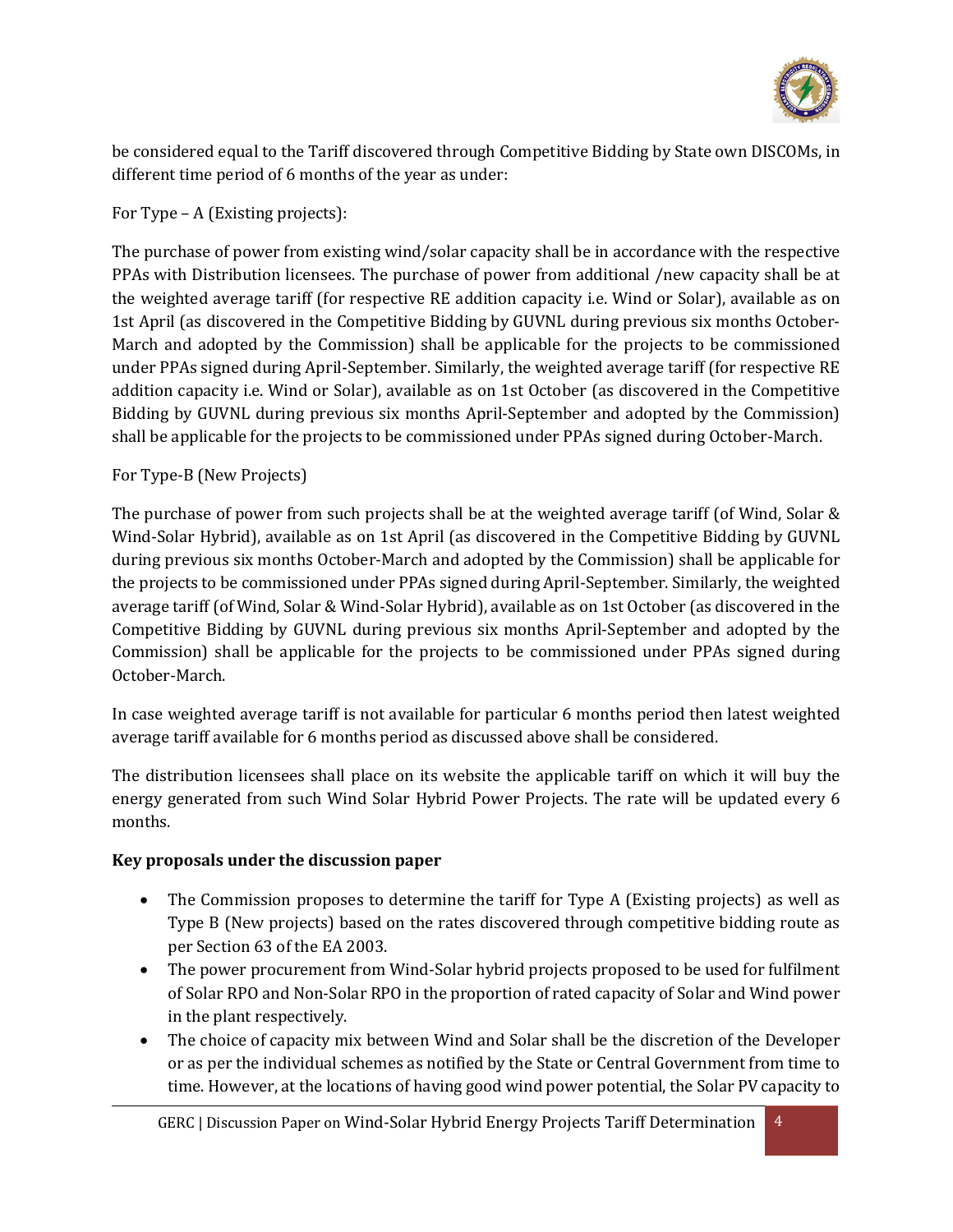be considered equal to the Tariff discovered through Competitive Bidding by State own DISCOMs, in different time period of 6 months of the year as under:

For Type – A (Existing projects):

The purchase of power from existing wind/solar capacity shall be in accordance with the respective PPAs with Distribution licensees. The purchase of power from additional /new capacity shall be at the weighted average tariff (for respective RE addition capacity i.e. Wind or Solar), available as on 1st April (as discovered in the Competitive Bidding by GUVNL during previous six months October-March and adopted by the Commission) shall be applicable for the projects to be commissioned under PPAs signed during April-September. Similarly, the weighted average tariff (for respective RE addition capacity i.e. Wind or Solar), available as on 1st October (as discovered in the Competitive Bidding by GUVNL during previous six months April-September and adopted by the Commission) shall be applicable for the projects to be commissioned under PPAs signed during October-March.

For Type-B (New Projects)

The purchase of power from such projects shall be at the weighted average tariff (of Wind, Solar & Wind-Solar Hybrid), available as on 1st April (as discovered in the Competitive Bidding by GUVNL during previous six months October-March and adopted by the Commission) shall be applicable for the projects to be commissioned under PPAs signed during April-September. Similarly, the weighted average tariff (of Wind, Solar & Wind-Solar Hybrid), available as on 1st October (as discovered in the Competitive Bidding by GUVNL during previous six months April-September and adopted by the Commission) shall be applicable for the projects to be commissioned under PPAs signed during October-March.

In case weighted average tariff is not available for particular 6 months period then latest weighted average tariff available for 6 months period as discussed above shall be considered.

The distribution licensees shall place on its website the applicable tariff on which it will buy the energy generated from such Wind Solar Hybrid Power Projects. The rate will be updated every 6 months.

**Key proposals under the discussion paper**

- The Commission proposes to determine the tariff for Type A (Existing projects) as well as Type B (New projects) based on the rates discovered through competitive bidding route as per Section 63 of the EA 2003.
- The power procurement from Wind-Solar hybrid projects proposed to be used for fulfilment of Solar RPO and Non-Solar RPO in the proportion of rated capacity of Solar and Wind power in the plant respectively.
- The choice of capacity mix between Wind and Solar shall be the discretion of the Developer or as per the individual schemes as notified by the State or Central Government from time to time. However, at the locations of having good wind power potential, the Solar PV capacity to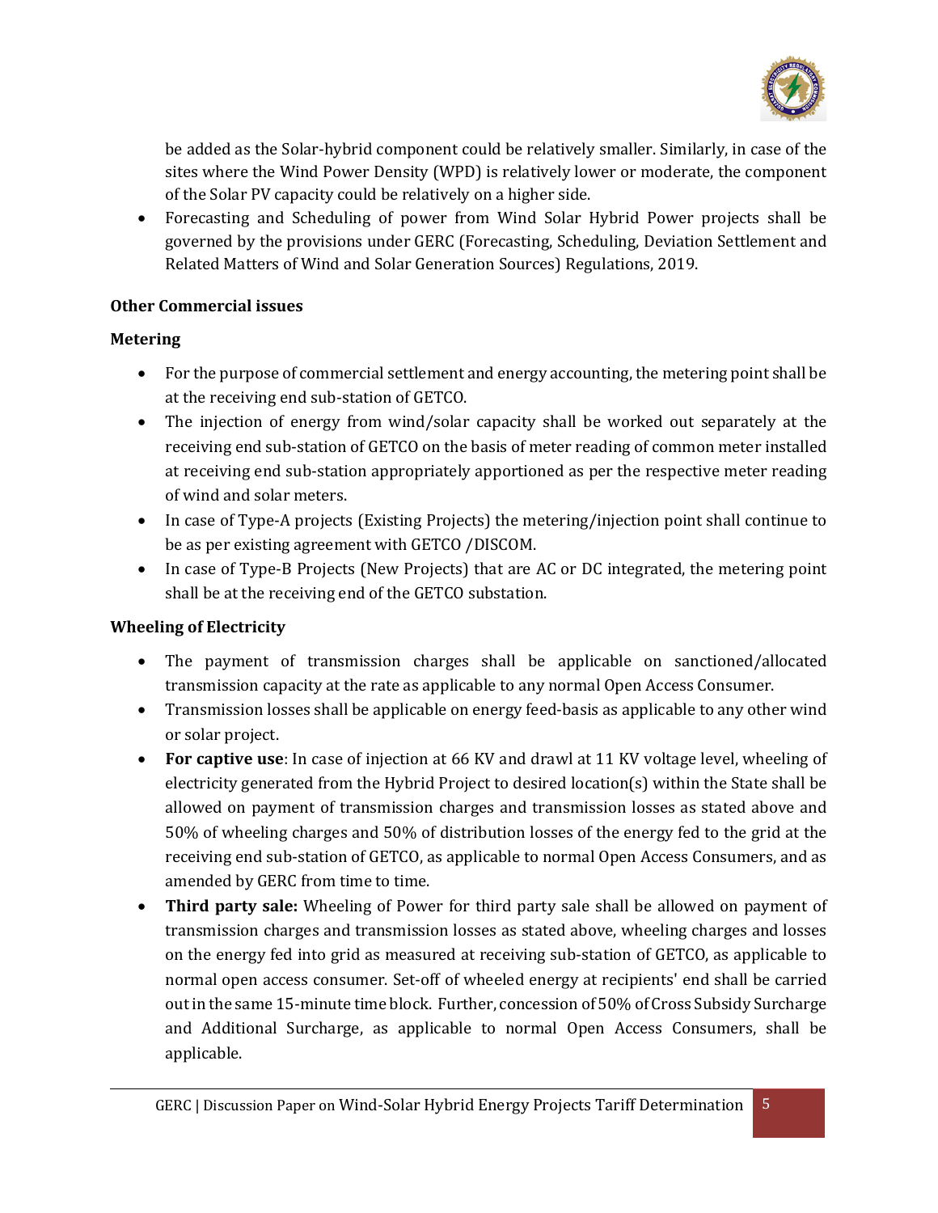be added as the Solar-hybrid component could be relatively smaller. Similarly, in case of the sites where the Wind Power Density (WPD) is relatively lower or moderate, the component of the Solar PV capacity could be relatively on a higher side.

- Forecasting and Scheduling of power from Wind Solar Hybrid Power projects shall be governed by the provisions under GERC (Forecasting, Scheduling, Deviation Settlement and Related Matters of Wind and Solar Generation Sources) Regulations, 2019.

**Other Commercial issues**

**Metering**

- For the purpose of commercial settlement and energy accounting, the metering point shall be at the receiving end sub-station of GETCO.
- The injection of energy from wind/solar capacity shall be worked out separately at the receiving end sub-station of GETCO on the basis of meter reading of common meter installed at receiving end sub-station appropriately apportioned as per the respective meter reading of wind and solar meters.
- In case of Type-A projects (Existing Projects) the metering/injection point shall continue to be as per existing agreement with GETCO /DISCOM.
- In case of Type-B Projects (New Projects) that are AC or DC integrated, the metering point shall be at the receiving end of the GETCO substation.

**Wheeling of Electricity**

- The payment of transmission charges shall be applicable on sanctioned/allocated transmission capacity at the rate as applicable to any normal Open Access Consumer.
- Transmission losses shall be applicable on energy feed-basis as applicable to any other wind or solar project.
- **For captive use**: In case of injection at 66 KV and drawl at 11 KV voltage level, wheeling of electricity generated from the Hybrid Project to desired location(s) within the State shall be allowed on payment of transmission charges and transmission losses as stated above and 50% of wheeling charges and 50% of distribution losses of the energy fed to the grid at the receiving end sub-station of GETCO, as applicable to normal Open Access Consumers, and as amended by GERC from time to time.
- **Third party sale:** Wheeling of Power for third party sale shall be allowed on payment of transmission charges and transmission losses as stated above, wheeling charges and losses on the energy fed into grid as measured at receiving sub-station of GETCO, as applicable to normal open access consumer. Set-off of wheeled energy at recipients' end shall be carried out in the same 15-minute time block. Further, concession of 50% of Cross Subsidy Surcharge and Additional Surcharge, as applicable to normal Open Access Consumers, shall be applicable.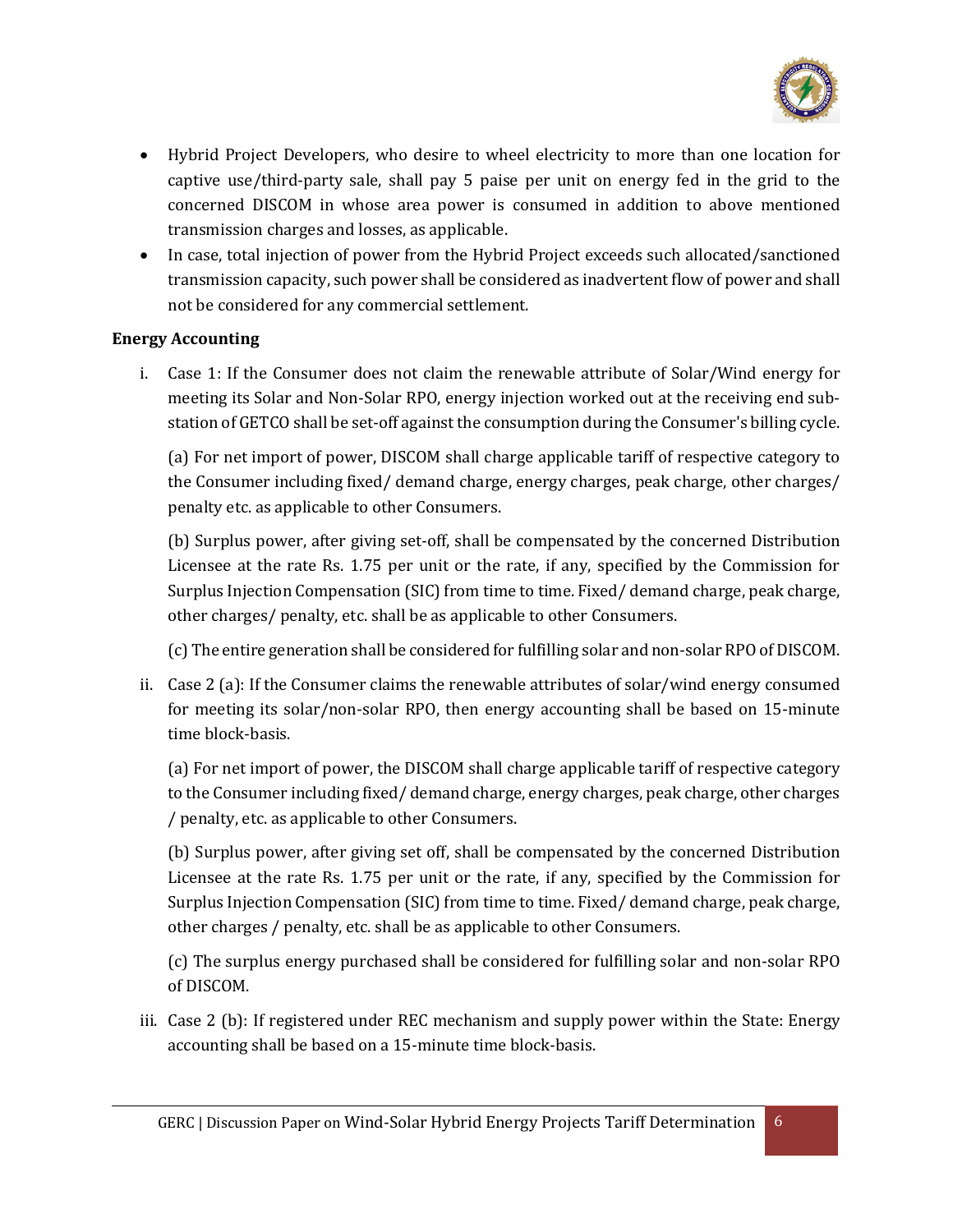- Hybrid Project Developers, who desire to wheel electricity to more than one location for captive use/third-party sale, shall pay 5 paise per unit on energy fed in the grid to the concerned DISCOM in whose area power is consumed in addition to above mentioned transmission charges and losses, as applicable.
- In case, total injection of power from the Hybrid Project exceeds such allocated/sanctioned transmission capacity, such power shall be considered as inadvertent flow of power and shall not be considered for any commercial settlement.

**Energy Accounting**

i. Case 1: If the Consumer does not claim the renewable attribute of Solar/Wind energy for meeting its Solar and Non-Solar RPO, energy injection worked out at the receiving end sub-station of GETCO shall be set-off against the consumption during the Consumer's billing cycle.

   (a) For net import of power, DISCOM shall charge applicable tariff of respective category to the Consumer including fixed/ demand charge, energy charges, peak charge, other charges/ penalty etc. as applicable to other Consumers.

   (b) Surplus power, after giving set-off, shall be compensated by the concerned Distribution Licensee at the rate Rs. 1.75 per unit or the rate, if any, specified by the Commission for Surplus Injection Compensation (SIC) from time to time. Fixed/ demand charge, peak charge, other charges/ penalty, etc. shall be as applicable to other Consumers.

   (c) The entire generation shall be considered for fulfilling solar and non-solar RPO of DISCOM.

ii. Case 2 (a): If the Consumer claims the renewable attributes of solar/wind energy consumed for meeting its solar/non-solar RPO, then energy accounting shall be based on 15-minute time block-basis.

   (a) For net import of power, the DISCOM shall charge applicable tariff of respective category to the Consumer including fixed/ demand charge, energy charges, peak charge, other charges / penalty, etc. as applicable to other Consumers.

   (b) Surplus power, after giving set off, shall be compensated by the concerned Distribution Licensee at the rate Rs. 1.75 per unit or the rate, if any, specified by the Commission for Surplus Injection Compensation (SIC) from time to time. Fixed/ demand charge, peak charge, other charges / penalty, etc. shall be as applicable to other Consumers.

   (c) The surplus energy purchased shall be considered for fulfilling solar and non-solar RPO of DISCOM.

iii. Case 2 (b): If registered under REC mechanism and supply power within the State: Energy accounting shall be based on a 15-minute time block-basis.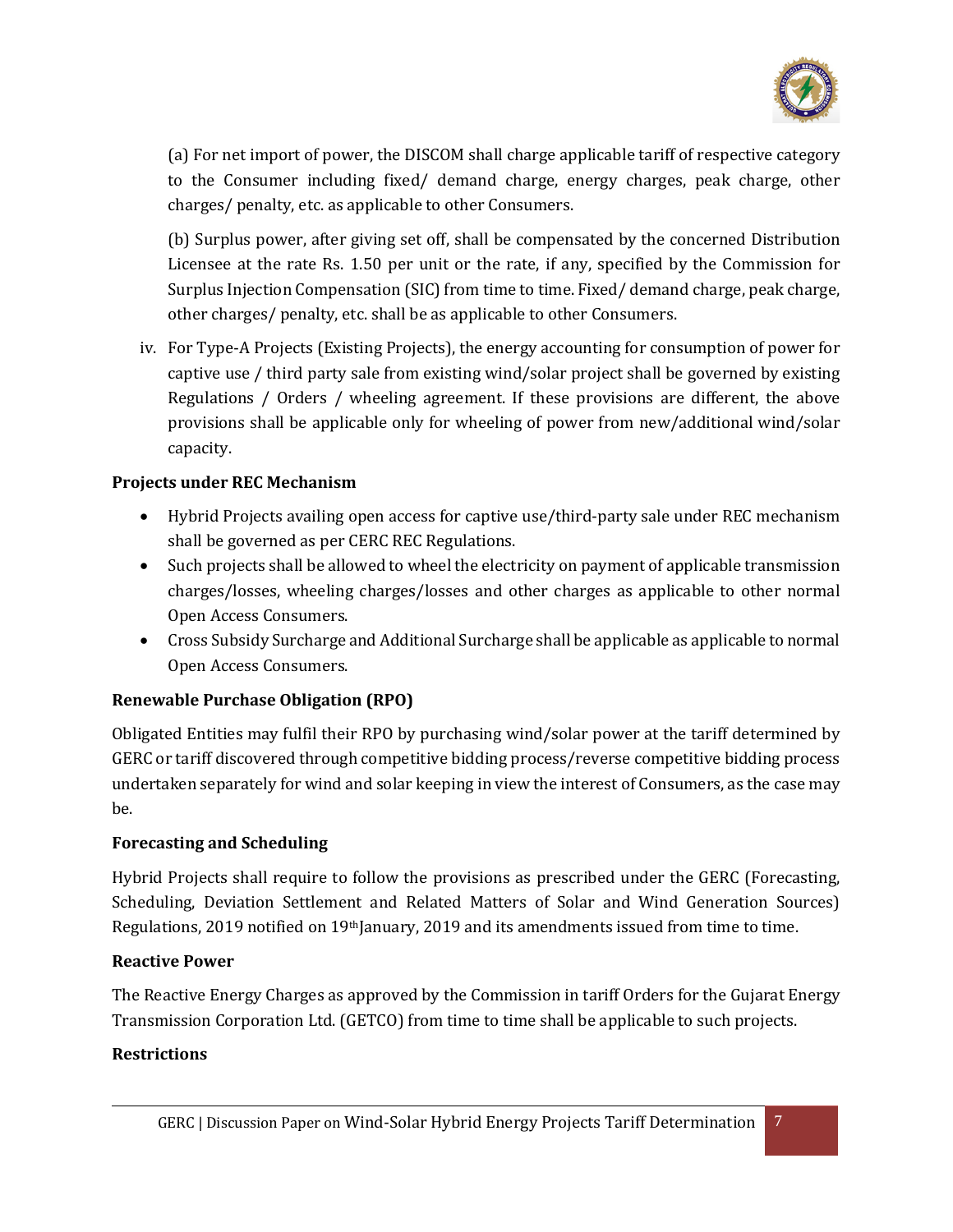(a) For net import of power, the DISCOM shall charge applicable tariff of respective category to the Consumer including fixed/ demand charge, energy charges, peak charge, other charges/ penalty, etc. as applicable to other Consumers.

(b) Surplus power, after giving set off, shall be compensated by the concerned Distribution Licensee at the rate Rs. 1.50 per unit or the rate, if any, specified by the Commission for Surplus Injection Compensation (SIC) from time to time. Fixed/ demand charge, peak charge, other charges/ penalty, etc. shall be as applicable to other Consumers.

iv. For Type-A Projects (Existing Projects), the energy accounting for consumption of power for captive use / third party sale from existing wind/solar project shall be governed by existing Regulations / Orders / wheeling agreement. If these provisions are different, the above provisions shall be applicable only for wheeling of power from new/additional wind/solar capacity.

**Projects under REC Mechanism**

- Hybrid Projects availing open access for captive use/third-party sale under REC mechanism shall be governed as per CERC REC Regulations.
- Such projects shall be allowed to wheel the electricity on payment of applicable transmission charges/losses, wheeling charges/losses and other charges as applicable to other normal Open Access Consumers.
- Cross Subsidy Surcharge and Additional Surcharge shall be applicable as applicable to normal Open Access Consumers.

**Renewable Purchase Obligation (RPO)**

Obligated Entities may fulfil their RPO by purchasing wind/solar power at the tariff determined by GERC or tariff discovered through competitive bidding process/reverse competitive bidding process undertaken separately for wind and solar keeping in view the interest of Consumers, as the case may be.

**Forecasting and Scheduling**

Hybrid Projects shall require to follow the provisions as prescribed under the GERC (Forecasting, Scheduling, Deviation Settlement and Related Matters of Solar and Wind Generation Sources) Regulations, 2019 notified on 19th January, 2019 and its amendments issued from time to time.

**Reactive Power**

The Reactive Energy Charges as approved by the Commission in tariff Orders for the Gujarat Energy Transmission Corporation Ltd. (GETCO) from time to time shall be applicable to such projects.

**Restrictions**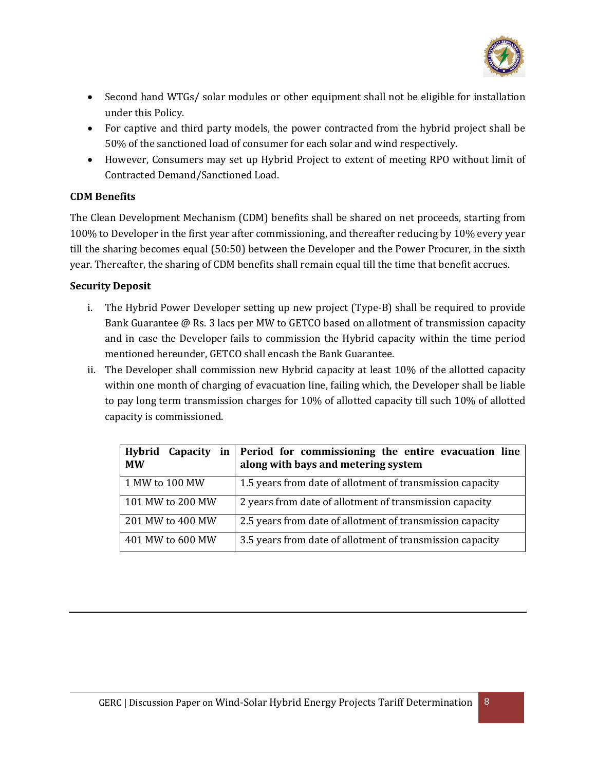- Second hand WTGs/ solar modules or other equipment shall not be eligible for installation under this Policy.
- For captive and third party models, the power contracted from the hybrid project shall be 50% of the sanctioned load of consumer for each solar and wind respectively.
- However, Consumers may set up Hybrid Project to extent of meeting RPO without limit of Contracted Demand/Sanctioned Load.

**CDM Benefits**

The Clean Development Mechanism (CDM) benefits shall be shared on net proceeds, starting from 100% to Developer in the first year after commissioning, and thereafter reducing by 10% every year till the sharing becomes equal (50:50) between the Developer and the Power Procurer, in the sixth year. Thereafter, the sharing of CDM benefits shall remain equal till the time that benefit accrues.

**Security Deposit**

i. The Hybrid Power Developer setting up new project (Type-B) shall be required to provide Bank Guarantee @ Rs. 3 lacs per MW to GETCO based on allotment of transmission capacity and in case the Developer fails to commission the Hybrid capacity within the time period mentioned hereunder, GETCO shall encash the Bank Guarantee.

ii. The Developer shall commission new Hybrid capacity at least 10% of the allotted capacity within one month of charging of evacuation line, failing which, the Developer shall be liable to pay long term transmission charges for 10% of allotted capacity till such 10% of allotted capacity is commissioned.

| Hybrid Capacity in MW | Period for commissioning the entire evacuation line along with bays and metering system |
|---|---|
| 1 MW to 100 MW | 1.5 years from date of allotment of transmission capacity |
| 101 MW to 200 MW | 2 years from date of allotment of transmission capacity |
| 201 MW to 400 MW | 2.5 years from date of allotment of transmission capacity |
| 401 MW to 600 MW | 3.5 years from date of allotment of transmission capacity |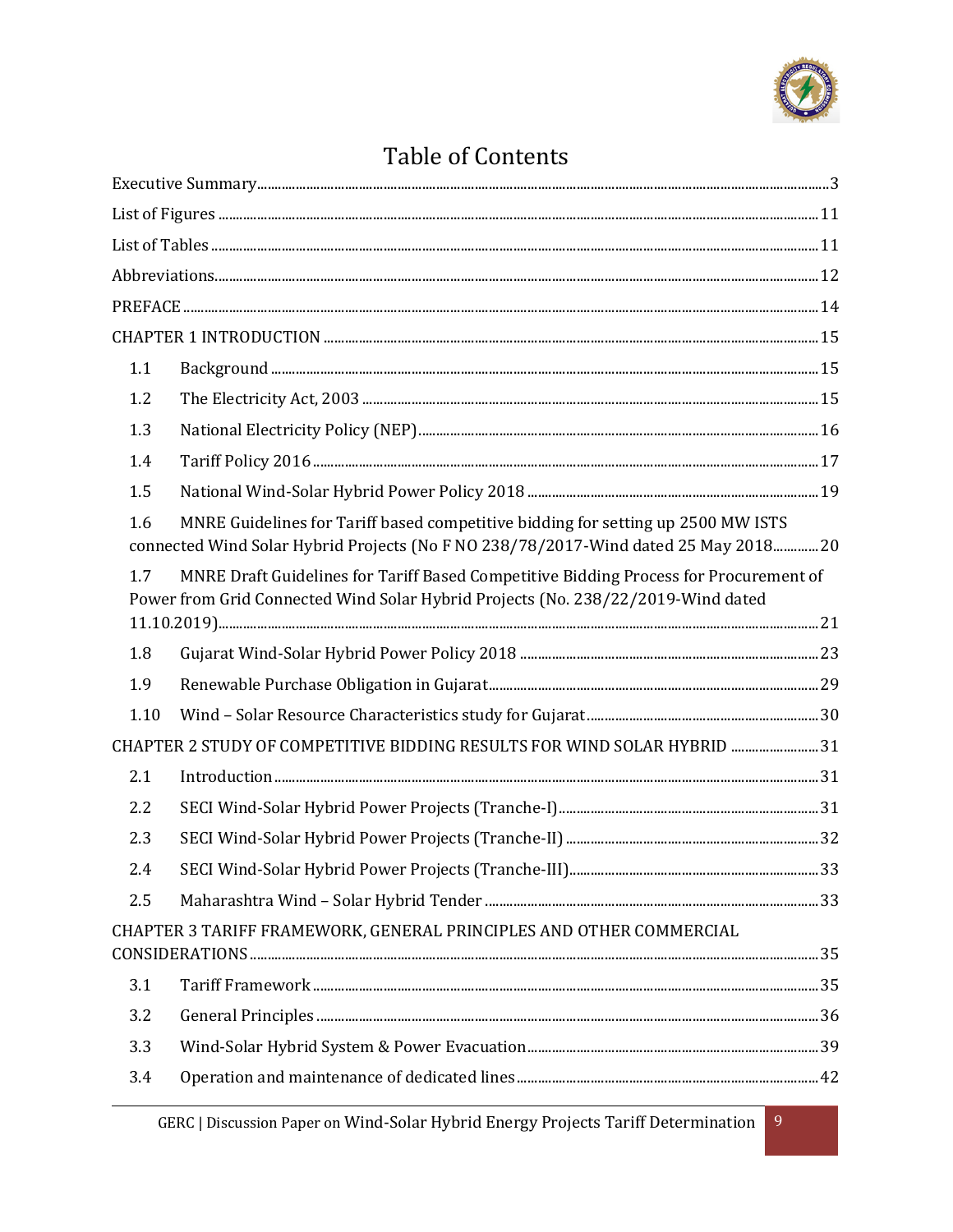# Table of Contents

Executive Summary ..... 3

List of Figures ..... 11

List of Tables ..... 11

Abbreviations ..... 12

PREFACE ..... 14

CHAPTER 1 INTRODUCTION ..... 15

- 1.1 Background ..... 15
- 1.2 The Electricity Act, 2003 ..... 15
- 1.3 National Electricity Policy (NEP) ..... 16
- 1.4 Tariff Policy 2016 ..... 17
- 1.5 National Wind-Solar Hybrid Power Policy 2018 ..... 19
- 1.6 MNRE Guidelines for Tariff based competitive bidding for setting up 2500 MW ISTS connected Wind Solar Hybrid Projects (No F NO 238/78/2017-Wind dated 25 May 2018 ..... 20
- 1.7 MNRE Draft Guidelines for Tariff Based Competitive Bidding Process for Procurement of Power from Grid Connected Wind Solar Hybrid Projects (No. 238/22/2019-Wind dated 11.10.2019) ..... 21
- 1.8 Gujarat Wind-Solar Hybrid Power Policy 2018 ..... 23
- 1.9 Renewable Purchase Obligation in Gujarat ..... 29
- 1.10 Wind – Solar Resource Characteristics study for Gujarat ..... 30

CHAPTER 2 STUDY OF COMPETITIVE BIDDING RESULTS FOR WIND SOLAR HYBRID ..... 31

- 2.1 Introduction ..... 31
- 2.2 SECI Wind-Solar Hybrid Power Projects (Tranche-I) ..... 31
- 2.3 SECI Wind-Solar Hybrid Power Projects (Tranche-II) ..... 32
- 2.4 SECI Wind-Solar Hybrid Power Projects (Tranche-III) ..... 33
- 2.5 Maharashtra Wind – Solar Hybrid Tender ..... 33

CHAPTER 3 TARIFF FRAMEWORK, GENERAL PRINCIPLES AND OTHER COMMERCIAL CONSIDERATIONS ..... 35

- 3.1 Tariff Framework ..... 35
- 3.2 General Principles ..... 36
- 3.3 Wind-Solar Hybrid System & Power Evacuation ..... 39
- 3.4 Operation and maintenance of dedicated lines ..... 42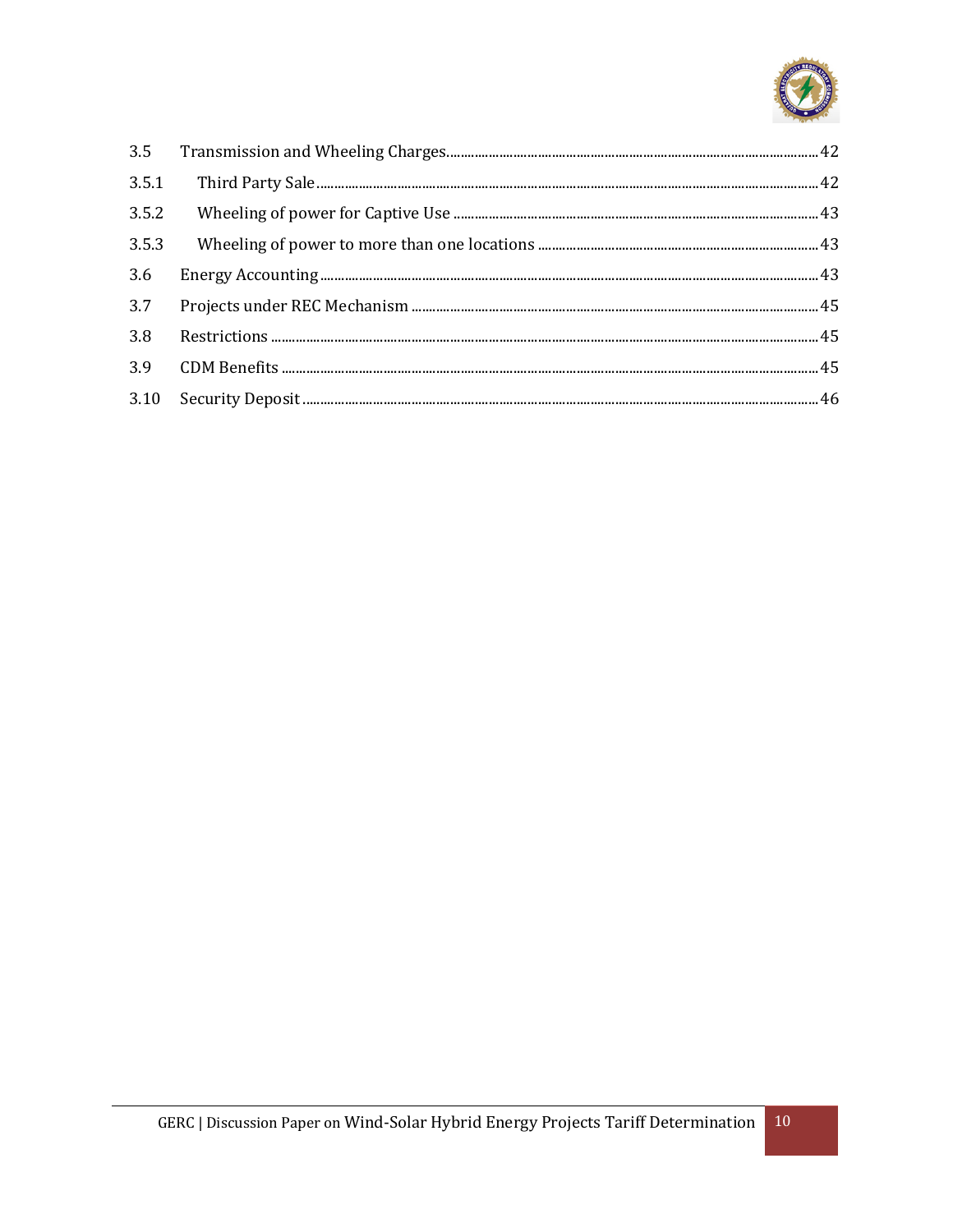| | | |
|---|---|---|
| 3.5 | Transmission and Wheeling Charges | 42 |
| 3.5.1 | Third Party Sale | 42 |
| 3.5.2 | Wheeling of power for Captive Use | 43 |
| 3.5.3 | Wheeling of power to more than one locations | 43 |
| 3.6 | Energy Accounting | 43 |
| 3.7 | Projects under REC Mechanism | 45 |
| 3.8 | Restrictions | 45 |
| 3.9 | CDM Benefits | 45 |
| 3.10 | Security Deposit | 46 |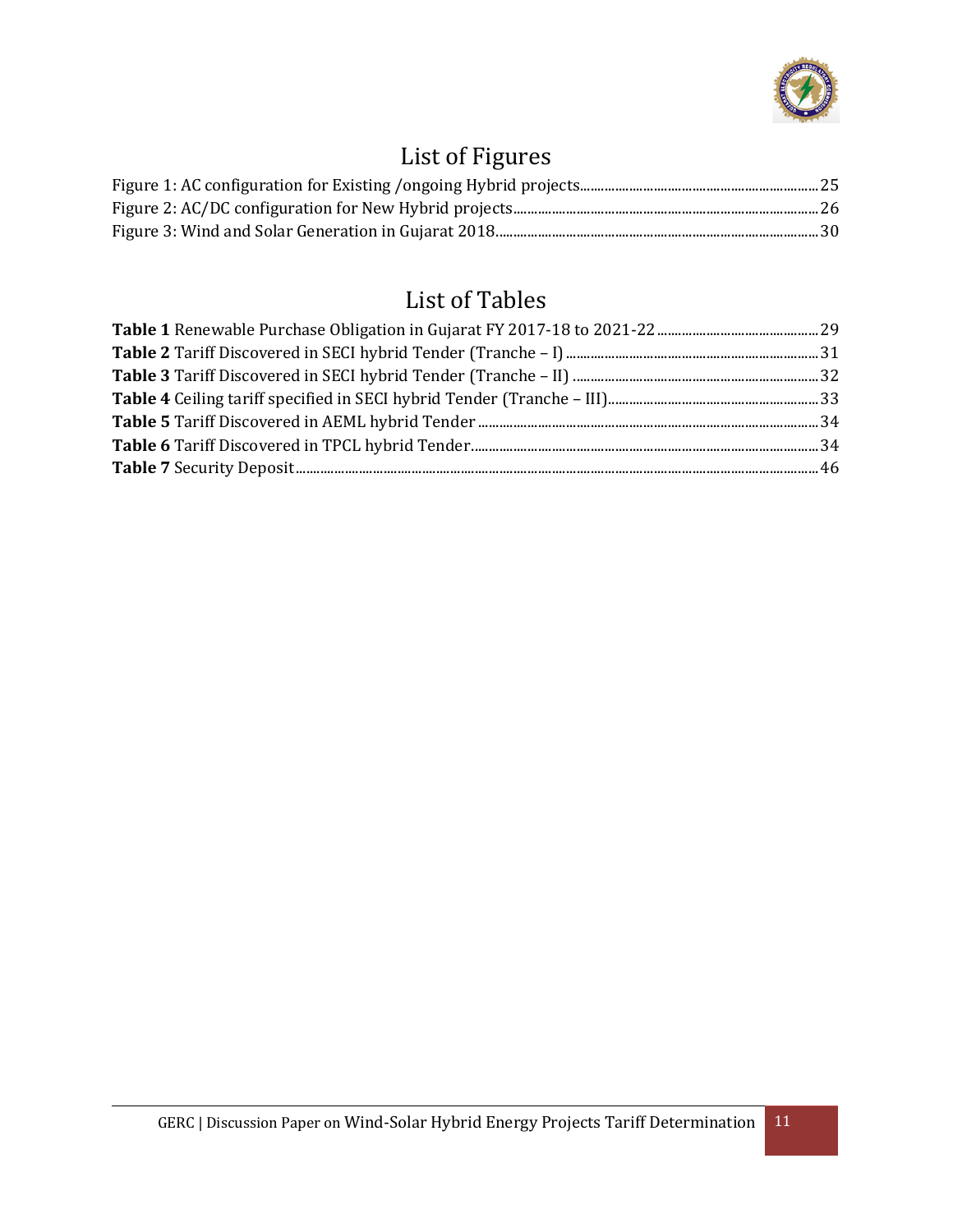# List of Figures

Figure 1: AC configuration for Existing /ongoing Hybrid projects........................................................................25
Figure 2: AC/DC configuration for New Hybrid projects........................................................................26
Figure 3: Wind and Solar Generation in Gujarat 2018........................................................................30

# List of Tables

**Table 1** Renewable Purchase Obligation in Gujarat FY 2017-18 to 2021-22........................................29
**Table 2** Tariff Discovered in SECI hybrid Tender (Tranche – I)........................................31
**Table 3** Tariff Discovered in SECI hybrid Tender (Tranche – II)........................................32
**Table 4** Ceiling tariff specified in SECI hybrid Tender (Tranche – III)........................................33
**Table 5** Tariff Discovered in AEML hybrid Tender........................................34
**Table 6** Tariff Discovered in TPCL hybrid Tender........................................34
**Table 7** Security Deposit........................................46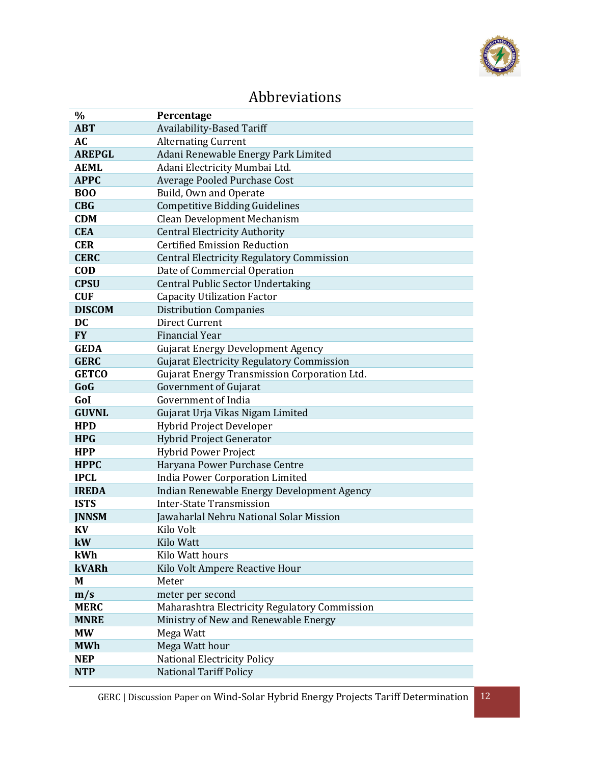# Abbreviations

| % | Percentage |
|---|---|
| **ABT** | Availability-Based Tariff |
| **AC** | Alternating Current |
| **AREPGL** | Adani Renewable Energy Park Limited |
| **AEML** | Adani Electricity Mumbai Ltd. |
| **APPC** | Average Pooled Purchase Cost |
| **BOO** | Build, Own and Operate |
| **CBG** | Competitive Bidding Guidelines |
| **CDM** | Clean Development Mechanism |
| **CEA** | Central Electricity Authority |
| **CER** | Certified Emission Reduction |
| **CERC** | Central Electricity Regulatory Commission |
| **COD** | Date of Commercial Operation |
| **CPSU** | Central Public Sector Undertaking |
| **CUF** | Capacity Utilization Factor |
| **DISCOM** | Distribution Companies |
| **DC** | Direct Current |
| **FY** | Financial Year |
| **GEDA** | Gujarat Energy Development Agency |
| **GERC** | Gujarat Electricity Regulatory Commission |
| **GETCO** | Gujarat Energy Transmission Corporation Ltd. |
| **GoG** | Government of Gujarat |
| **GoI** | Government of India |
| **GUVNL** | Gujarat Urja Vikas Nigam Limited |
| **HPD** | Hybrid Project Developer |
| **HPG** | Hybrid Project Generator |
| **HPP** | Hybrid Power Project |
| **HPPC** | Haryana Power Purchase Centre |
| **IPCL** | India Power Corporation Limited |
| **IREDA** | Indian Renewable Energy Development Agency |
| **ISTS** | Inter-State Transmission |
| **JNNSM** | Jawaharlal Nehru National Solar Mission |
| **KV** | Kilo Volt |
| **kW** | Kilo Watt |
| **kWh** | Kilo Watt hours |
| **kVARh** | Kilo Volt Ampere Reactive Hour |
| **M** | Meter |
| **m/s** | meter per second |
| **MERC** | Maharashtra Electricity Regulatory Commission |
| **MNRE** | Ministry of New and Renewable Energy |
| **MW** | Mega Watt |
| **MWh** | Mega Watt hour |
| **NEP** | National Electricity Policy |
| **NTP** | National Tariff Policy |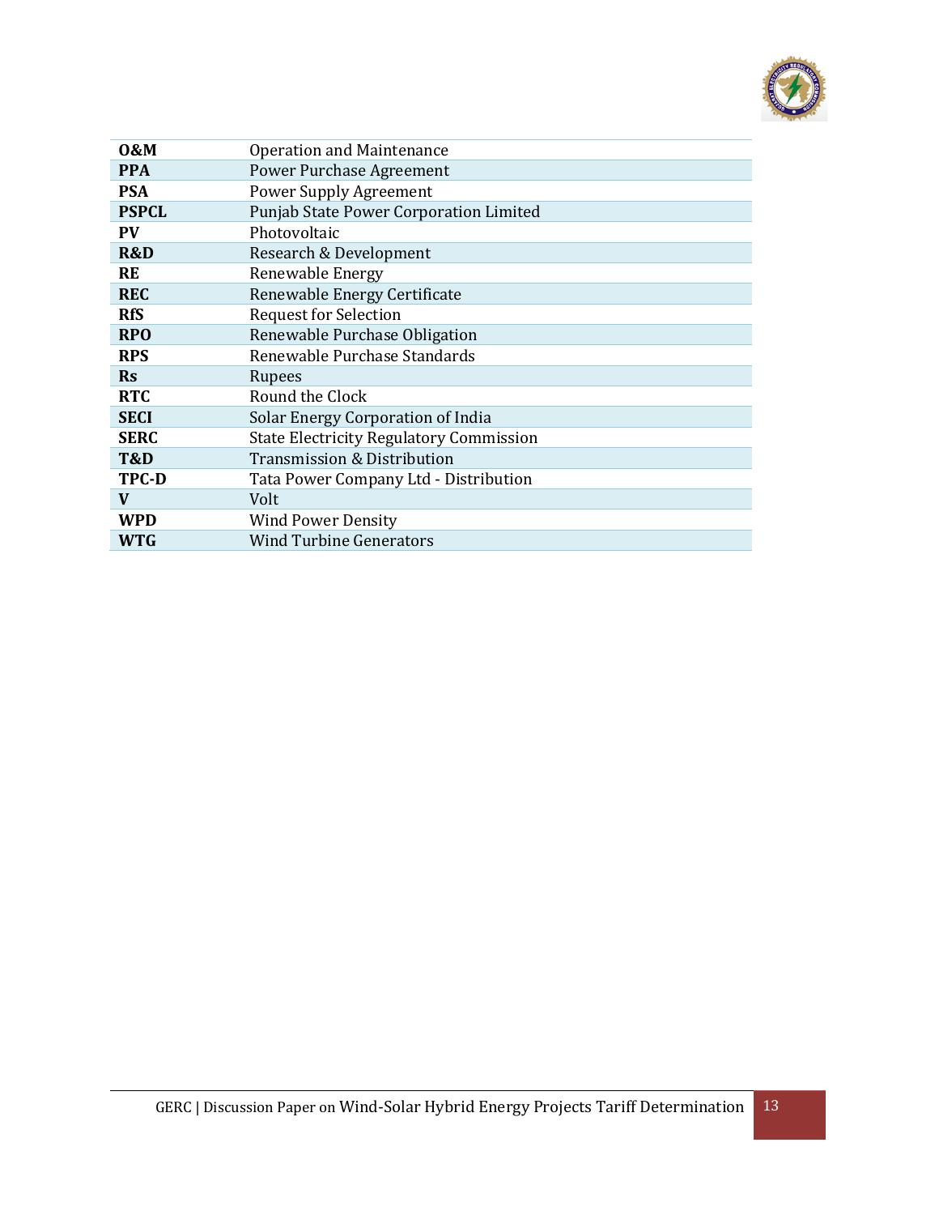| | |
|---|---|
| **O&M** | Operation and Maintenance |
| **PPA** | Power Purchase Agreement |
| **PSA** | Power Supply Agreement |
| **PSPCL** | Punjab State Power Corporation Limited |
| **PV** | Photovoltaic |
| **R&D** | Research & Development |
| **RE** | Renewable Energy |
| **REC** | Renewable Energy Certificate |
| **RfS** | Request for Selection |
| **RPO** | Renewable Purchase Obligation |
| **RPS** | Renewable Purchase Standards |
| **Rs** | Rupees |
| **RTC** | Round the Clock |
| **SECI** | Solar Energy Corporation of India |
| **SERC** | State Electricity Regulatory Commission |
| **T&D** | Transmission & Distribution |
| **TPC-D** | Tata Power Company Ltd - Distribution |
| **V** | Volt |
| **WPD** | Wind Power Density |
| **WTG** | Wind Turbine Generators |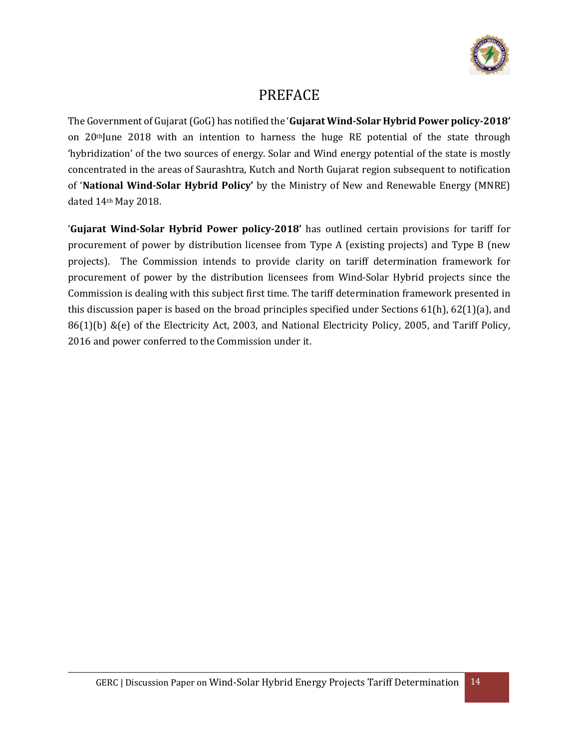# PREFACE

The Government of Gujarat (GoG) has notified the '**Gujarat Wind-Solar Hybrid Power policy-2018'** on 20th June 2018 with an intention to harness the huge RE potential of the state through 'hybridization' of the two sources of energy. Solar and Wind energy potential of the state is mostly concentrated in the areas of Saurashtra, Kutch and North Gujarat region subsequent to notification of '**National Wind-Solar Hybrid Policy'** by the Ministry of New and Renewable Energy (MNRE) dated 14th May 2018.

'**Gujarat Wind-Solar Hybrid Power policy-2018'** has outlined certain provisions for tariff for procurement of power by distribution licensee from Type A (existing projects) and Type B (new projects). The Commission intends to provide clarity on tariff determination framework for procurement of power by the distribution licensees from Wind-Solar Hybrid projects since the Commission is dealing with this subject first time. The tariff determination framework presented in this discussion paper is based on the broad principles specified under Sections 61(h), 62(1)(a), and 86(1)(b) &(e) of the Electricity Act, 2003, and National Electricity Policy, 2005, and Tariff Policy, 2016 and power conferred to the Commission under it.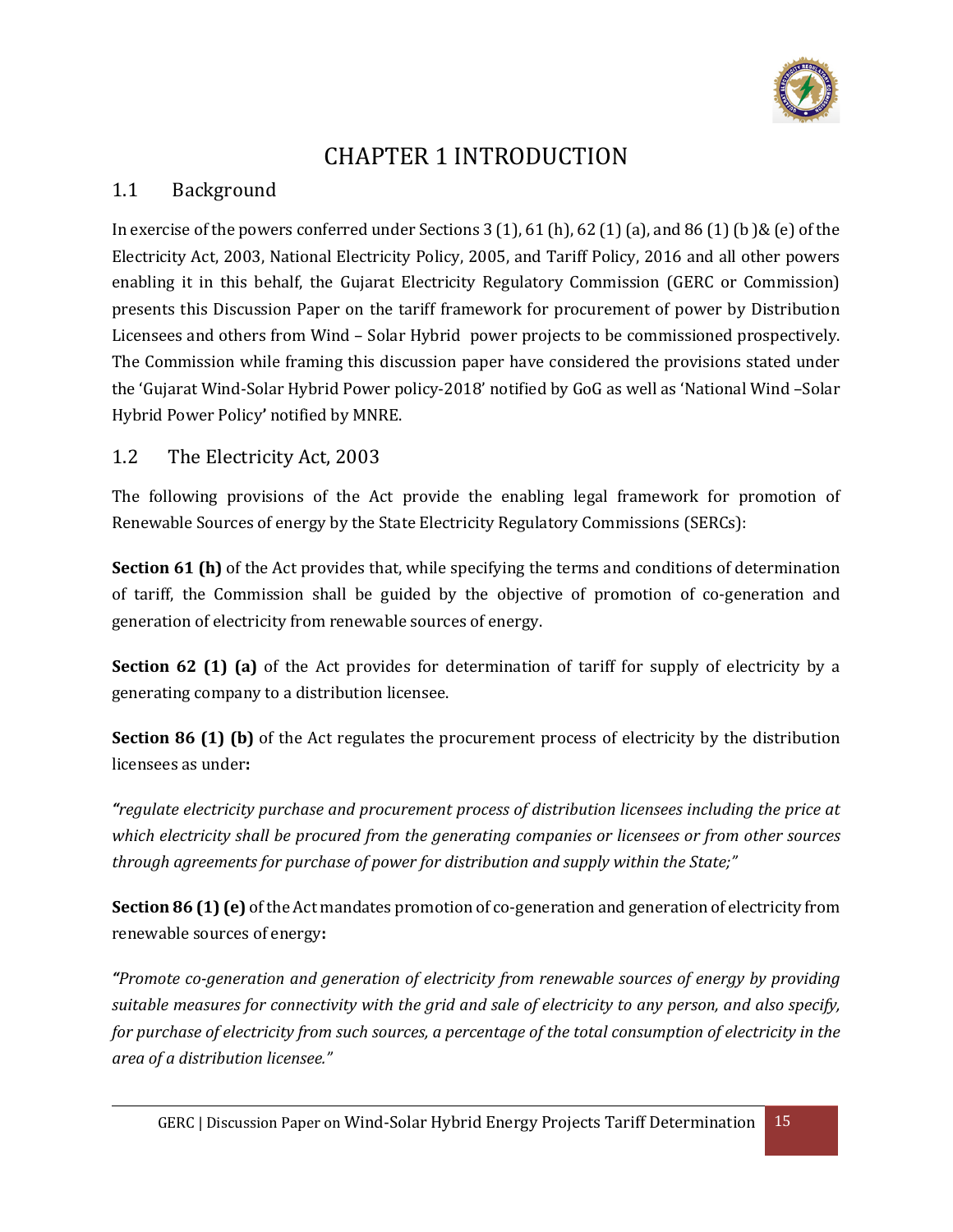# CHAPTER 1 INTRODUCTION

## 1.1 Background

In exercise of the powers conferred under Sections 3 (1), 61 (h), 62 (1) (a), and 86 (1) (b )& (e) of the Electricity Act, 2003, National Electricity Policy, 2005, and Tariff Policy, 2016 and all other powers enabling it in this behalf, the Gujarat Electricity Regulatory Commission (GERC or Commission) presents this Discussion Paper on the tariff framework for procurement of power by Distribution Licensees and others from Wind – Solar Hybrid power projects to be commissioned prospectively. The Commission while framing this discussion paper have considered the provisions stated under the 'Gujarat Wind-Solar Hybrid Power policy-2018' notified by GoG as well as 'National Wind –Solar Hybrid Power Policy' notified by MNRE.

## 1.2 The Electricity Act, 2003

The following provisions of the Act provide the enabling legal framework for promotion of Renewable Sources of energy by the State Electricity Regulatory Commissions (SERCs):

**Section 61 (h)** of the Act provides that, while specifying the terms and conditions of determination of tariff, the Commission shall be guided by the objective of promotion of co-generation and generation of electricity from renewable sources of energy.

**Section 62 (1) (a)** of the Act provides for determination of tariff for supply of electricity by a generating company to a distribution licensee.

**Section 86 (1) (b)** of the Act regulates the procurement process of electricity by the distribution licensees as under**:**

*"regulate electricity purchase and procurement process of distribution licensees including the price at which electricity shall be procured from the generating companies or licensees or from other sources through agreements for purchase of power for distribution and supply within the State;"*

**Section 86 (1) (e)** of the Act mandates promotion of co-generation and generation of electricity from renewable sources of energy**:**

*"Promote co-generation and generation of electricity from renewable sources of energy by providing suitable measures for connectivity with the grid and sale of electricity to any person, and also specify, for purchase of electricity from such sources, a percentage of the total consumption of electricity in the area of a distribution licensee."*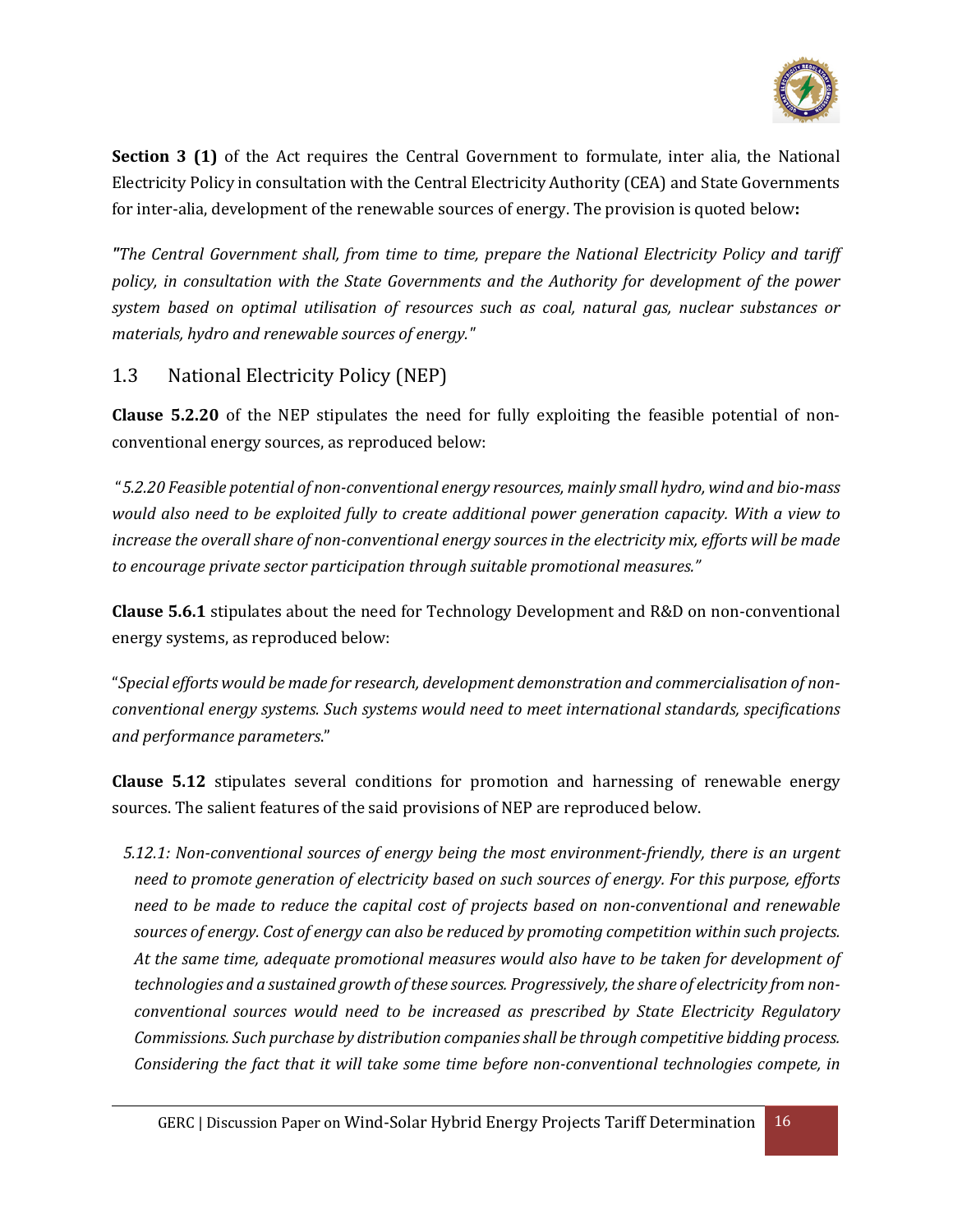**Section 3 (1)** of the Act requires the Central Government to formulate, inter alia, the National Electricity Policy in consultation with the Central Electricity Authority (CEA) and State Governments for inter-alia, development of the renewable sources of energy. The provision is quoted below**:**

*"The Central Government shall, from time to time, prepare the National Electricity Policy and tariff policy, in consultation with the State Governments and the Authority for development of the power system based on optimal utilisation of resources such as coal, natural gas, nuclear substances or materials, hydro and renewable sources of energy."*

## 1.3 National Electricity Policy (NEP)

**Clause 5.2.20** of the NEP stipulates the need for fully exploiting the feasible potential of non-conventional energy sources, as reproduced below:

*"5.2.20 Feasible potential of non-conventional energy resources, mainly small hydro, wind and bio-mass would also need to be exploited fully to create additional power generation capacity. With a view to increase the overall share of non-conventional energy sources in the electricity mix, efforts will be made to encourage private sector participation through suitable promotional measures."*

**Clause 5.6.1** stipulates about the need for Technology Development and R&D on non-conventional energy systems, as reproduced below:

"*Special efforts would be made for research, development demonstration and commercialisation of non-conventional energy systems. Such systems would need to meet international standards, specifications and performance parameters.*"

**Clause 5.12** stipulates several conditions for promotion and harnessing of renewable energy sources. The salient features of the said provisions of NEP are reproduced below.

*5.12.1: Non-conventional sources of energy being the most environment-friendly, there is an urgent need to promote generation of electricity based on such sources of energy. For this purpose, efforts need to be made to reduce the capital cost of projects based on non-conventional and renewable sources of energy. Cost of energy can also be reduced by promoting competition within such projects. At the same time, adequate promotional measures would also have to be taken for development of technologies and a sustained growth of these sources. Progressively, the share of electricity from non-conventional sources would need to be increased as prescribed by State Electricity Regulatory Commissions. Such purchase by distribution companies shall be through competitive bidding process. Considering the fact that it will take some time before non-conventional technologies compete, in*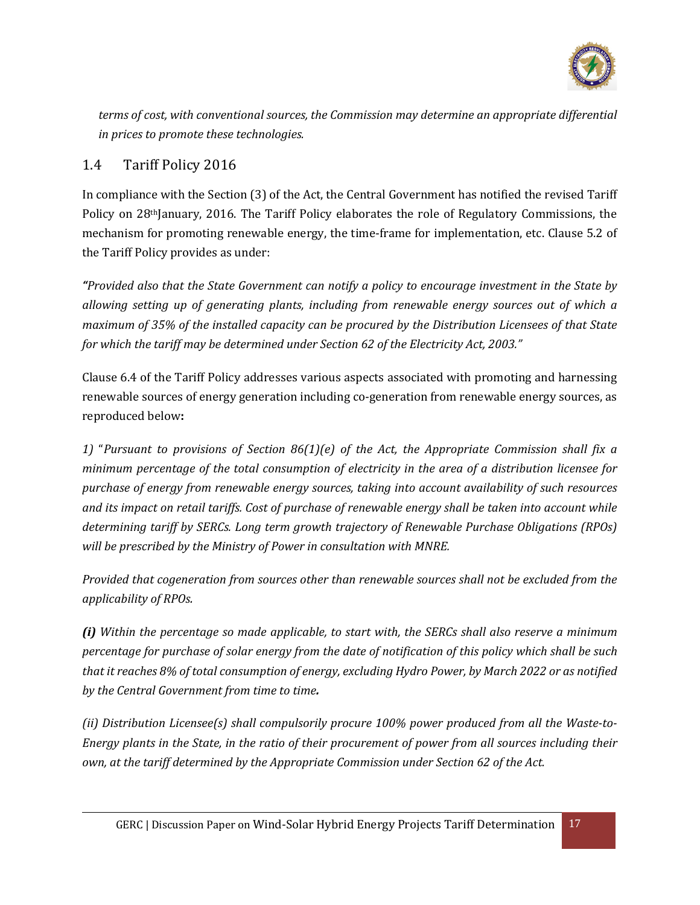*terms of cost, with conventional sources, the Commission may determine an appropriate differential in prices to promote these technologies.*

## 1.4 Tariff Policy 2016

In compliance with the Section (3) of the Act, the Central Government has notified the revised Tariff Policy on 28th January, 2016. The Tariff Policy elaborates the role of Regulatory Commissions, the mechanism for promoting renewable energy, the time-frame for implementation, etc. Clause 5.2 of the Tariff Policy provides as under:

*"Provided also that the State Government can notify a policy to encourage investment in the State by allowing setting up of generating plants, including from renewable energy sources out of which a maximum of 35% of the installed capacity can be procured by the Distribution Licensees of that State for which the tariff may be determined under Section 62 of the Electricity Act, 2003."*

Clause 6.4 of the Tariff Policy addresses various aspects associated with promoting and harnessing renewable sources of energy generation including co-generation from renewable energy sources, as reproduced below**:**

*1)* "*Pursuant to provisions of Section 86(1)(e) of the Act, the Appropriate Commission shall fix a minimum percentage of the total consumption of electricity in the area of a distribution licensee for purchase of energy from renewable energy sources, taking into account availability of such resources and its impact on retail tariffs. Cost of purchase of renewable energy shall be taken into account while determining tariff by SERCs. Long term growth trajectory of Renewable Purchase Obligations (RPOs) will be prescribed by the Ministry of Power in consultation with MNRE.*

*Provided that cogeneration from sources other than renewable sources shall not be excluded from the applicability of RPOs.*

***(i)*** *Within the percentage so made applicable, to start with, the SERCs shall also reserve a minimum percentage for purchase of solar energy from the date of notification of this policy which shall be such that it reaches 8% of total consumption of energy, excluding Hydro Power, by March 2022 or as notified by the Central Government from time to time**.***

*(ii) Distribution Licensee(s) shall compulsorily procure 100% power produced from all the Waste-to-Energy plants in the State, in the ratio of their procurement of power from all sources including their own, at the tariff determined by the Appropriate Commission under Section 62 of the Act.*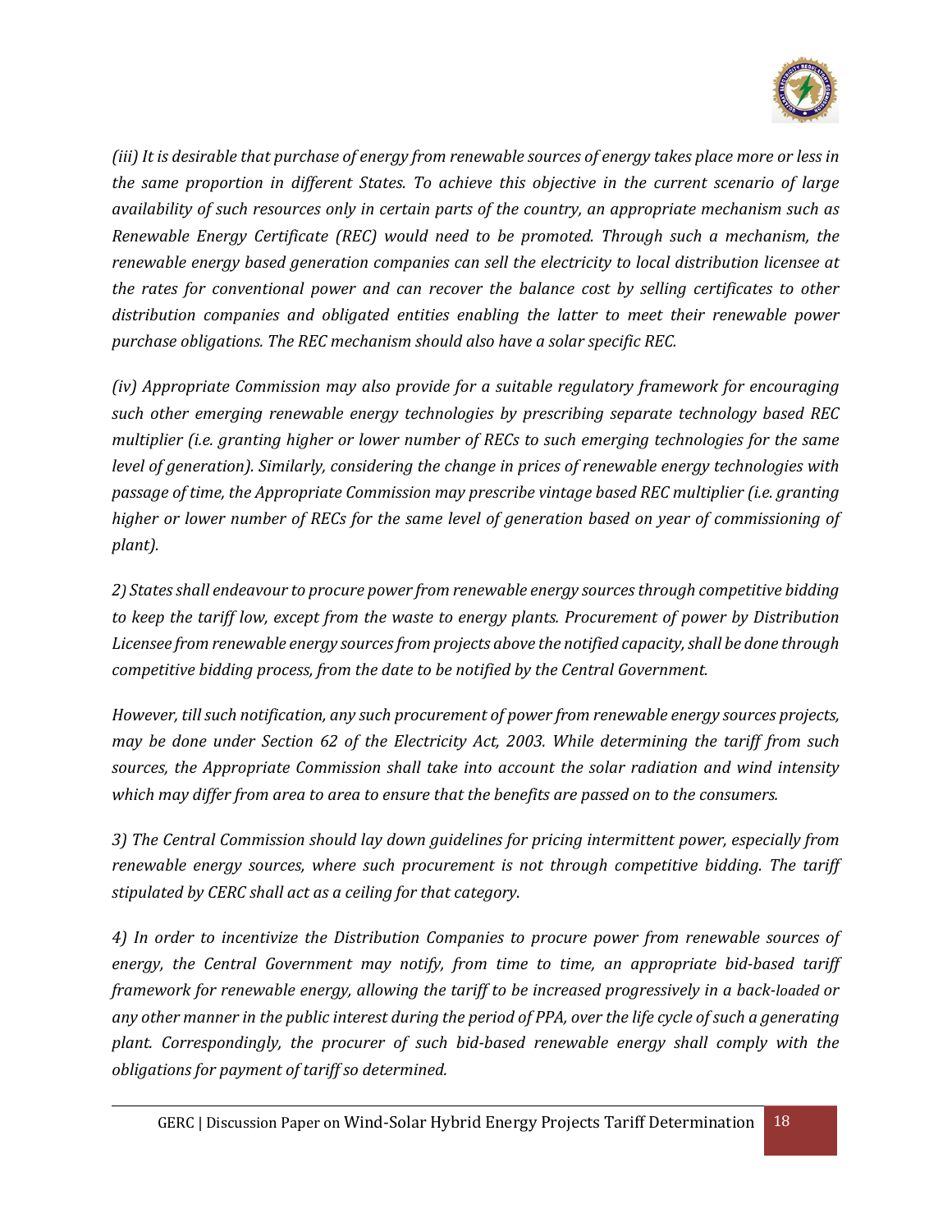*(iii) It is desirable that purchase of energy from renewable sources of energy takes place more or less in the same proportion in different States. To achieve this objective in the current scenario of large availability of such resources only in certain parts of the country, an appropriate mechanism such as Renewable Energy Certificate (REC) would need to be promoted. Through such a mechanism, the renewable energy based generation companies can sell the electricity to local distribution licensee at the rates for conventional power and can recover the balance cost by selling certificates to other distribution companies and obligated entities enabling the latter to meet their renewable power purchase obligations. The REC mechanism should also have a solar specific REC.*

*(iv) Appropriate Commission may also provide for a suitable regulatory framework for encouraging such other emerging renewable energy technologies by prescribing separate technology based REC multiplier (i.e. granting higher or lower number of RECs to such emerging technologies for the same level of generation). Similarly, considering the change in prices of renewable energy technologies with passage of time, the Appropriate Commission may prescribe vintage based REC multiplier (i.e. granting higher or lower number of RECs for the same level of generation based on year of commissioning of plant).*

*2) States shall endeavour to procure power from renewable energy sources through competitive bidding to keep the tariff low, except from the waste to energy plants. Procurement of power by Distribution Licensee from renewable energy sources from projects above the notified capacity, shall be done through competitive bidding process, from the date to be notified by the Central Government.*

*However, till such notification, any such procurement of power from renewable energy sources projects, may be done under Section 62 of the Electricity Act, 2003. While determining the tariff from such sources, the Appropriate Commission shall take into account the solar radiation and wind intensity which may differ from area to area to ensure that the benefits are passed on to the consumers.*

*3) The Central Commission should lay down guidelines for pricing intermittent power, especially from renewable energy sources, where such procurement is not through competitive bidding. The tariff stipulated by CERC shall act as a ceiling for that category.*

*4) In order to incentivize the Distribution Companies to procure power from renewable sources of energy, the Central Government may notify, from time to time, an appropriate bid-based tariff framework for renewable energy, allowing the tariff to be increased progressively in a back-loaded or any other manner in the public interest during the period of PPA, over the life cycle of such a generating plant. Correspondingly, the procurer of such bid-based renewable energy shall comply with the obligations for payment of tariff so determined.*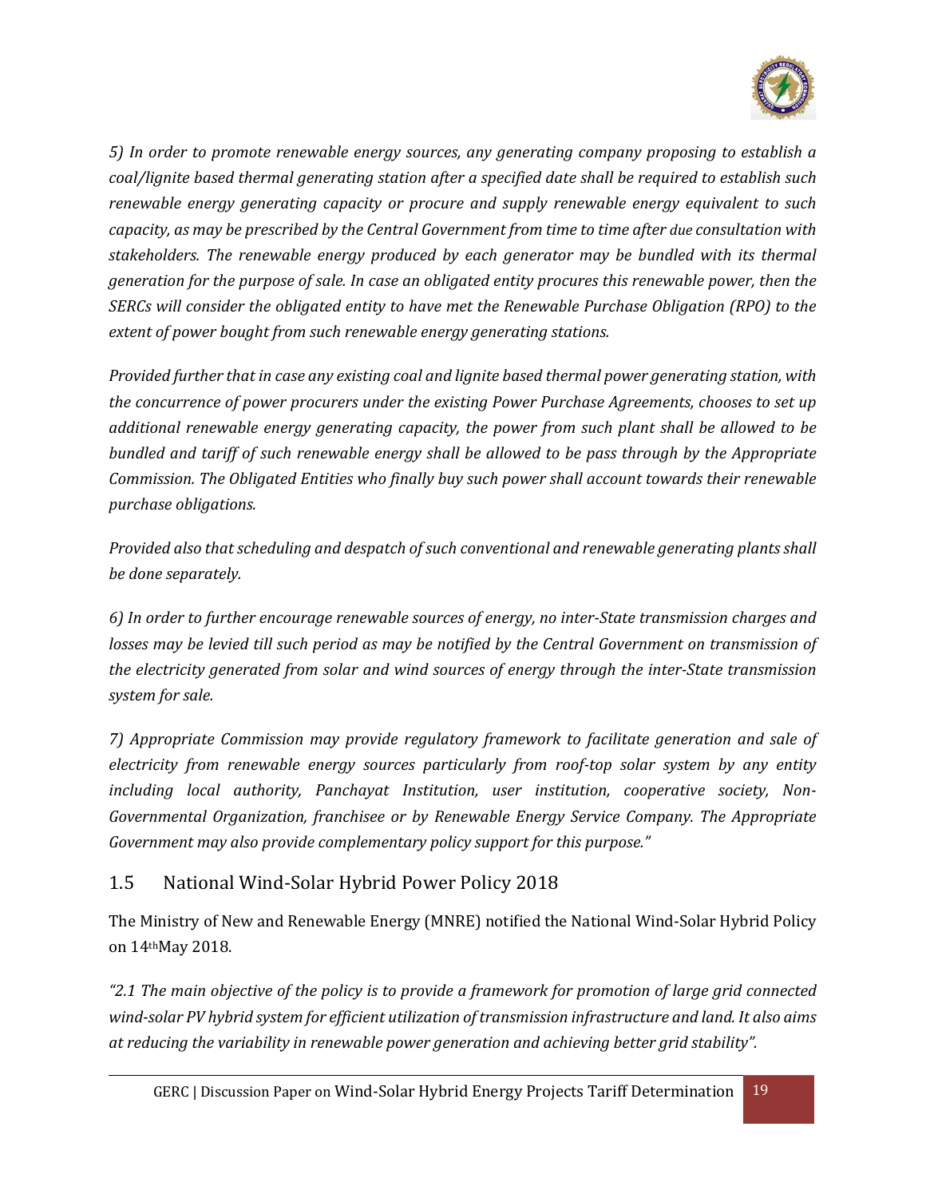*5) In order to promote renewable energy sources, any generating company proposing to establish a coal/lignite based thermal generating station after a specified date shall be required to establish such renewable energy generating capacity or procure and supply renewable energy equivalent to such capacity, as may be prescribed by the Central Government from time to time after due consultation with stakeholders. The renewable energy produced by each generator may be bundled with its thermal generation for the purpose of sale. In case an obligated entity procures this renewable power, then the SERCs will consider the obligated entity to have met the Renewable Purchase Obligation (RPO) to the extent of power bought from such renewable energy generating stations.*

*Provided further that in case any existing coal and lignite based thermal power generating station, with the concurrence of power procurers under the existing Power Purchase Agreements, chooses to set up additional renewable energy generating capacity, the power from such plant shall be allowed to be bundled and tariff of such renewable energy shall be allowed to be pass through by the Appropriate Commission. The Obligated Entities who finally buy such power shall account towards their renewable purchase obligations.*

*Provided also that scheduling and despatch of such conventional and renewable generating plants shall be done separately.*

*6) In order to further encourage renewable sources of energy, no inter-State transmission charges and losses may be levied till such period as may be notified by the Central Government on transmission of the electricity generated from solar and wind sources of energy through the inter-State transmission system for sale.*

*7) Appropriate Commission may provide regulatory framework to facilitate generation and sale of electricity from renewable energy sources particularly from roof-top solar system by any entity including local authority, Panchayat Institution, user institution, cooperative society, Non-Governmental Organization, franchisee or by Renewable Energy Service Company. The Appropriate Government may also provide complementary policy support for this purpose."*

## 1.5 National Wind-Solar Hybrid Power Policy 2018

The Ministry of New and Renewable Energy (MNRE) notified the National Wind-Solar Hybrid Policy on 14th May 2018.

*"2.1 The main objective of the policy is to provide a framework for promotion of large grid connected wind-solar PV hybrid system for efficient utilization of transmission infrastructure and land. It also aims at reducing the variability in renewable power generation and achieving better grid stability".*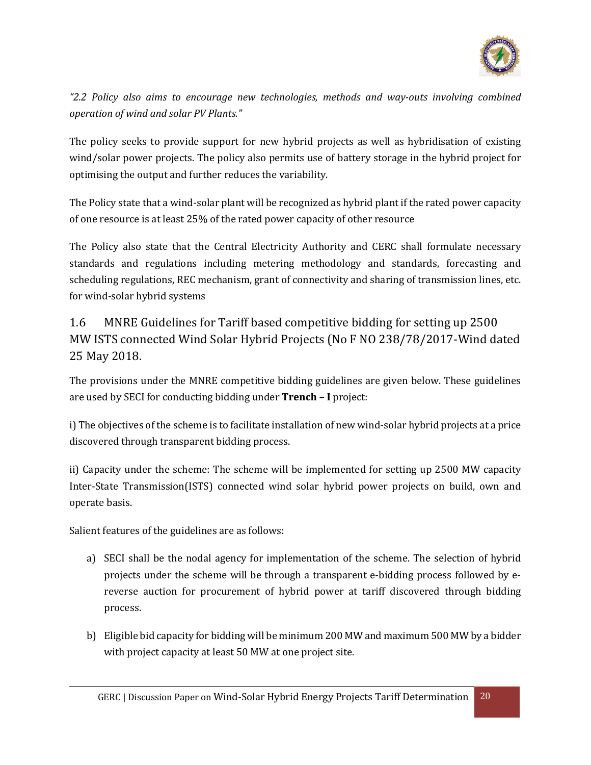*"2.2 Policy also aims to encourage new technologies, methods and way-outs involving combined operation of wind and solar PV Plants."*

The policy seeks to provide support for new hybrid projects as well as hybridisation of existing wind/solar power projects. The policy also permits use of battery storage in the hybrid project for optimising the output and further reduces the variability.

The Policy state that a wind-solar plant will be recognized as hybrid plant if the rated power capacity of one resource is at least 25% of the rated power capacity of other resource

The Policy also state that the Central Electricity Authority and CERC shall formulate necessary standards and regulations including metering methodology and standards, forecasting and scheduling regulations, REC mechanism, grant of connectivity and sharing of transmission lines, etc. for wind-solar hybrid systems

## 1.6 MNRE Guidelines for Tariff based competitive bidding for setting up 2500 MW ISTS connected Wind Solar Hybrid Projects (No F NO 238/78/2017-Wind dated 25 May 2018.

The provisions under the MNRE competitive bidding guidelines are given below. These guidelines are used by SECI for conducting bidding under **Trench – I** project:

i) The objectives of the scheme is to facilitate installation of new wind-solar hybrid projects at a price discovered through transparent bidding process.

ii) Capacity under the scheme: The scheme will be implemented for setting up 2500 MW capacity Inter-State Transmission(ISTS) connected wind solar hybrid power projects on build, own and operate basis.

Salient features of the guidelines are as follows:

a) SECI shall be the nodal agency for implementation of the scheme. The selection of hybrid projects under the scheme will be through a transparent e-bidding process followed by e-reverse auction for procurement of hybrid power at tariff discovered through bidding process.

b) Eligible bid capacity for bidding will be minimum 200 MW and maximum 500 MW by a bidder with project capacity at least 50 MW at one project site.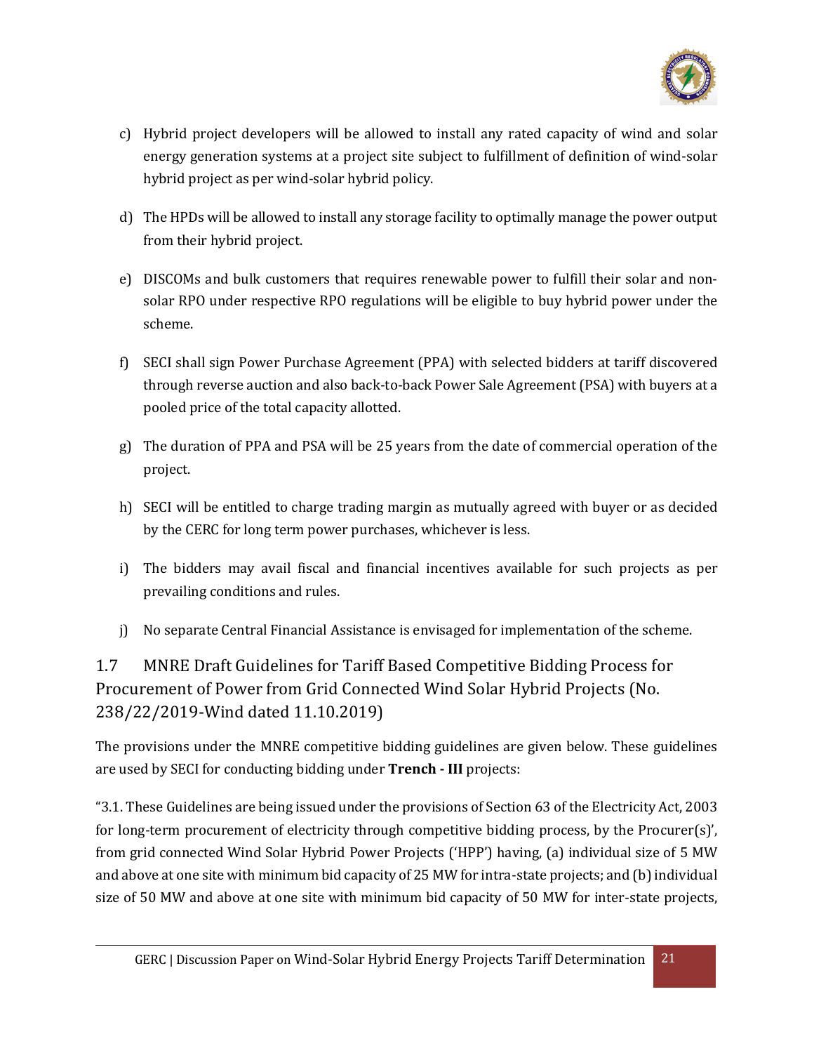c) Hybrid project developers will be allowed to install any rated capacity of wind and solar energy generation systems at a project site subject to fulfillment of definition of wind-solar hybrid project as per wind-solar hybrid policy.

d) The HPDs will be allowed to install any storage facility to optimally manage the power output from their hybrid project.

e) DISCOMs and bulk customers that requires renewable power to fulfill their solar and non-solar RPO under respective RPO regulations will be eligible to buy hybrid power under the scheme.

f) SECI shall sign Power Purchase Agreement (PPA) with selected bidders at tariff discovered through reverse auction and also back-to-back Power Sale Agreement (PSA) with buyers at a pooled price of the total capacity allotted.

g) The duration of PPA and PSA will be 25 years from the date of commercial operation of the project.

h) SECI will be entitled to charge trading margin as mutually agreed with buyer or as decided by the CERC for long term power purchases, whichever is less.

i) The bidders may avail fiscal and financial incentives available for such projects as per prevailing conditions and rules.

j) No separate Central Financial Assistance is envisaged for implementation of the scheme.

## 1.7 MNRE Draft Guidelines for Tariff Based Competitive Bidding Process for Procurement of Power from Grid Connected Wind Solar Hybrid Projects (No. 238/22/2019-Wind dated 11.10.2019)

The provisions under the MNRE competitive bidding guidelines are given below. These guidelines are used by SECI for conducting bidding under **Trench - III** projects:

"3.1. These Guidelines are being issued under the provisions of Section 63 of the Electricity Act, 2003 for long-term procurement of electricity through competitive bidding process, by the Procurer(s)', from grid connected Wind Solar Hybrid Power Projects ('HPP') having, (a) individual size of 5 MW and above at one site with minimum bid capacity of 25 MW for intra-state projects; and (b) individual size of 50 MW and above at one site with minimum bid capacity of 50 MW for inter-state projects,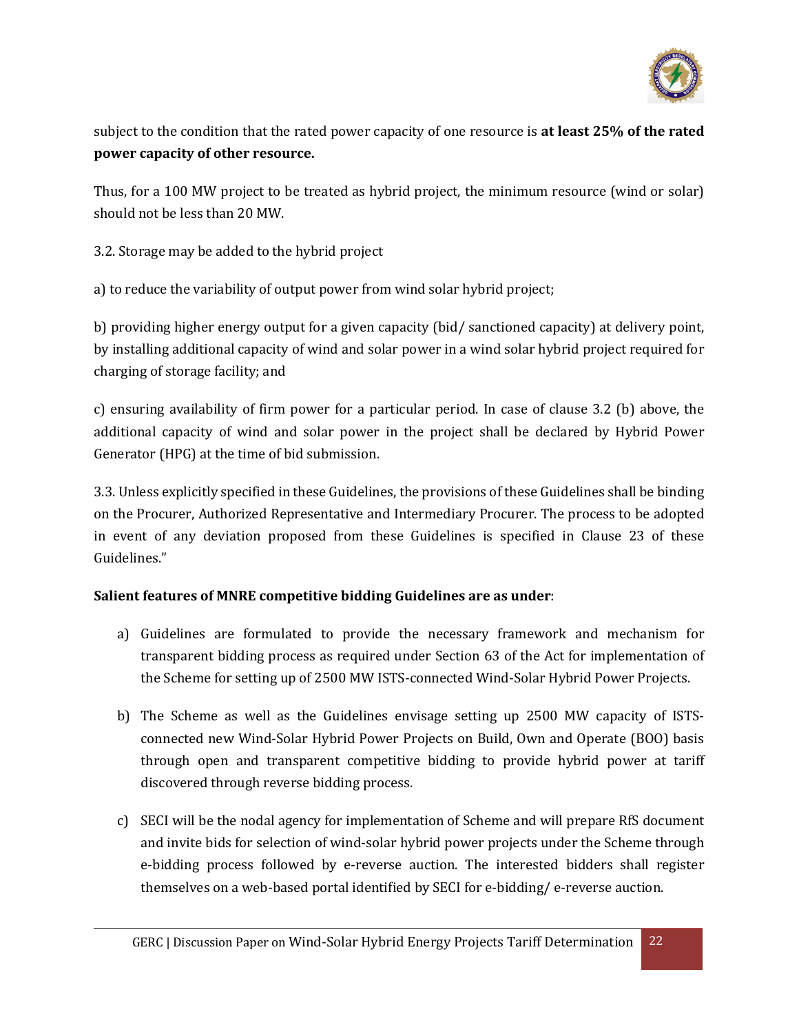subject to the condition that the rated power capacity of one resource is **at least 25% of the rated power capacity of other resource.**

Thus, for a 100 MW project to be treated as hybrid project, the minimum resource (wind or solar) should not be less than 20 MW.

3.2. Storage may be added to the hybrid project

a) to reduce the variability of output power from wind solar hybrid project;

b) providing higher energy output for a given capacity (bid/ sanctioned capacity) at delivery point, by installing additional capacity of wind and solar power in a wind solar hybrid project required for charging of storage facility; and

c) ensuring availability of firm power for a particular period. In case of clause 3.2 (b) above, the additional capacity of wind and solar power in the project shall be declared by Hybrid Power Generator (HPG) at the time of bid submission.

3.3. Unless explicitly specified in these Guidelines, the provisions of these Guidelines shall be binding on the Procurer, Authorized Representative and Intermediary Procurer. The process to be adopted in event of any deviation proposed from these Guidelines is specified in Clause 23 of these Guidelines."

**Salient features of MNRE competitive bidding Guidelines are as under**:

a) Guidelines are formulated to provide the necessary framework and mechanism for transparent bidding process as required under Section 63 of the Act for implementation of the Scheme for setting up of 2500 MW ISTS-connected Wind-Solar Hybrid Power Projects.

b) The Scheme as well as the Guidelines envisage setting up 2500 MW capacity of ISTS-connected new Wind-Solar Hybrid Power Projects on Build, Own and Operate (BOO) basis through open and transparent competitive bidding to provide hybrid power at tariff discovered through reverse bidding process.

c) SECI will be the nodal agency for implementation of Scheme and will prepare RfS document and invite bids for selection of wind-solar hybrid power projects under the Scheme through e-bidding process followed by e-reverse auction. The interested bidders shall register themselves on a web-based portal identified by SECI for e-bidding/ e-reverse auction.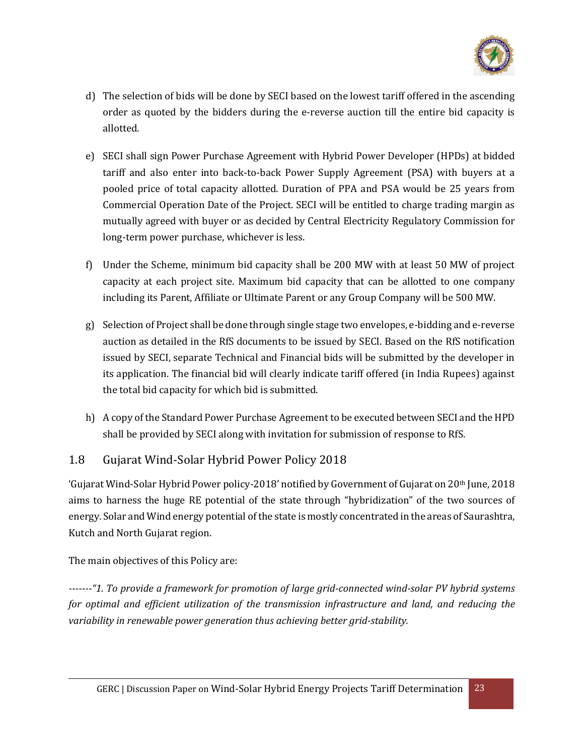d) The selection of bids will be done by SECI based on the lowest tariff offered in the ascending order as quoted by the bidders during the e-reverse auction till the entire bid capacity is allotted.

e) SECI shall sign Power Purchase Agreement with Hybrid Power Developer (HPDs) at bidded tariff and also enter into back-to-back Power Supply Agreement (PSA) with buyers at a pooled price of total capacity allotted. Duration of PPA and PSA would be 25 years from Commercial Operation Date of the Project. SECI will be entitled to charge trading margin as mutually agreed with buyer or as decided by Central Electricity Regulatory Commission for long-term power purchase, whichever is less.

f) Under the Scheme, minimum bid capacity shall be 200 MW with at least 50 MW of project capacity at each project site. Maximum bid capacity that can be allotted to one company including its Parent, Affiliate or Ultimate Parent or any Group Company will be 500 MW.

g) Selection of Project shall be done through single stage two envelopes, e-bidding and e-reverse auction as detailed in the RfS documents to be issued by SECI. Based on the RfS notification issued by SECI, separate Technical and Financial bids will be submitted by the developer in its application. The financial bid will clearly indicate tariff offered (in India Rupees) against the total bid capacity for which bid is submitted.

h) A copy of the Standard Power Purchase Agreement to be executed between SECI and the HPD shall be provided by SECI along with invitation for submission of response to RfS.

## 1.8 Gujarat Wind-Solar Hybrid Power Policy 2018

'Gujarat Wind-Solar Hybrid Power policy-2018' notified by Government of Gujarat on 20th June, 2018 aims to harness the huge RE potential of the state through "hybridization" of the two sources of energy. Solar and Wind energy potential of the state is mostly concentrated in the areas of Saurashtra, Kutch and North Gujarat region.

The main objectives of this Policy are:

-------*"1. To provide a framework for promotion of large grid-connected wind-solar PV hybrid systems for optimal and efficient utilization of the transmission infrastructure and land, and reducing the variability in renewable power generation thus achieving better grid-stability.*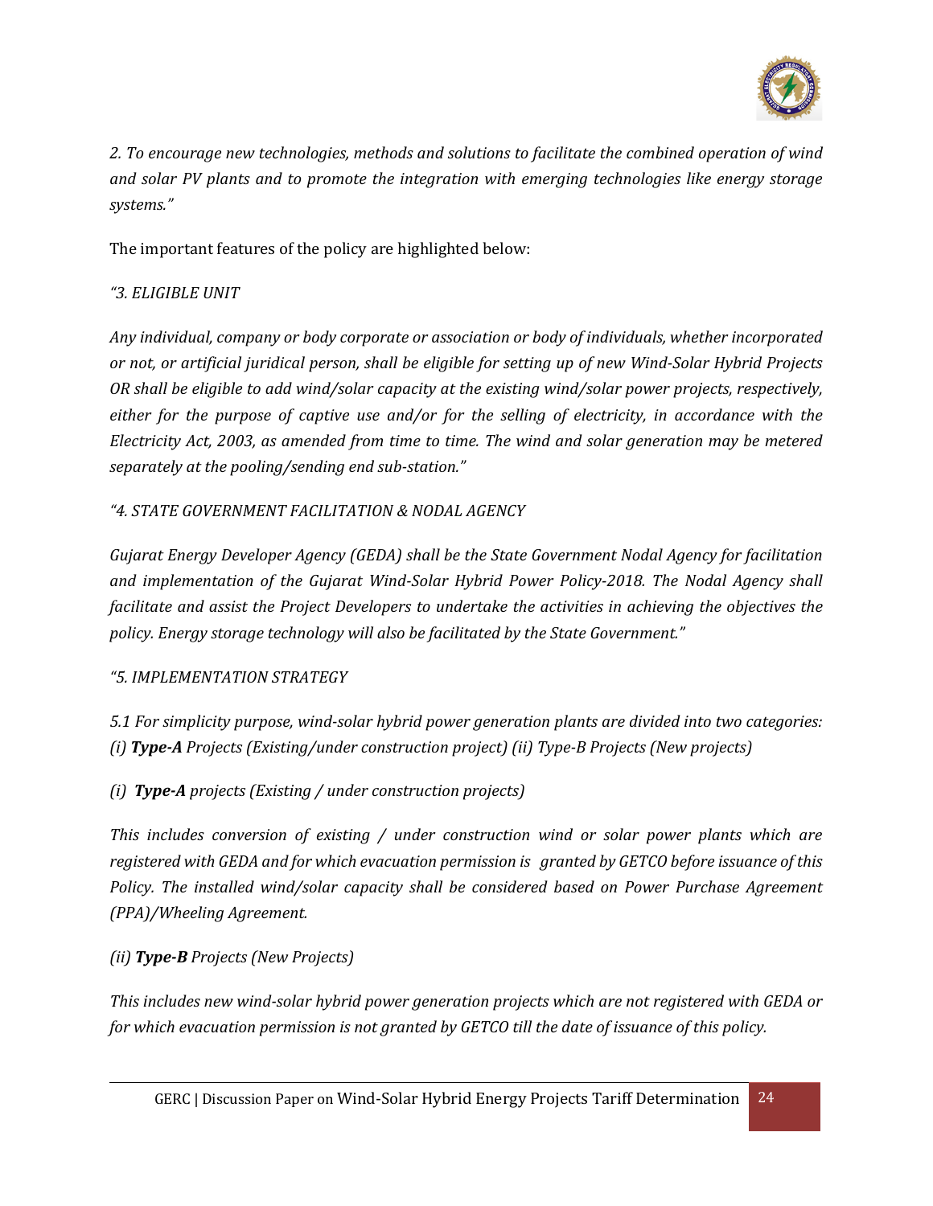*2. To encourage new technologies, methods and solutions to facilitate the combined operation of wind and solar PV plants and to promote the integration with emerging technologies like energy storage systems."*

The important features of the policy are highlighted below:

*"3. ELIGIBLE UNIT*

*Any individual, company or body corporate or association or body of individuals, whether incorporated or not, or artificial juridical person, shall be eligible for setting up of new Wind-Solar Hybrid Projects OR shall be eligible to add wind/solar capacity at the existing wind/solar power projects, respectively, either for the purpose of captive use and/or for the selling of electricity, in accordance with the Electricity Act, 2003, as amended from time to time. The wind and solar generation may be metered separately at the pooling/sending end sub-station."*

*"4. STATE GOVERNMENT FACILITATION & NODAL AGENCY*

*Gujarat Energy Developer Agency (GEDA) shall be the State Government Nodal Agency for facilitation and implementation of the Gujarat Wind-Solar Hybrid Power Policy-2018. The Nodal Agency shall facilitate and assist the Project Developers to undertake the activities in achieving the objectives the policy. Energy storage technology will also be facilitated by the State Government."*

*"5. IMPLEMENTATION STRATEGY*

*5.1 For simplicity purpose, wind-solar hybrid power generation plants are divided into two categories: (i)* ***Type-A*** *Projects (Existing/under construction project) (ii) Type-B Projects (New projects)*

*(i)* ***Type-A*** *projects (Existing / under construction projects)*

*This includes conversion of existing / under construction wind or solar power plants which are registered with GEDA and for which evacuation permission is granted by GETCO before issuance of this Policy. The installed wind/solar capacity shall be considered based on Power Purchase Agreement (PPA)/Wheeling Agreement.*

*(ii)* ***Type-B*** *Projects (New Projects)*

*This includes new wind-solar hybrid power generation projects which are not registered with GEDA or for which evacuation permission is not granted by GETCO till the date of issuance of this policy.*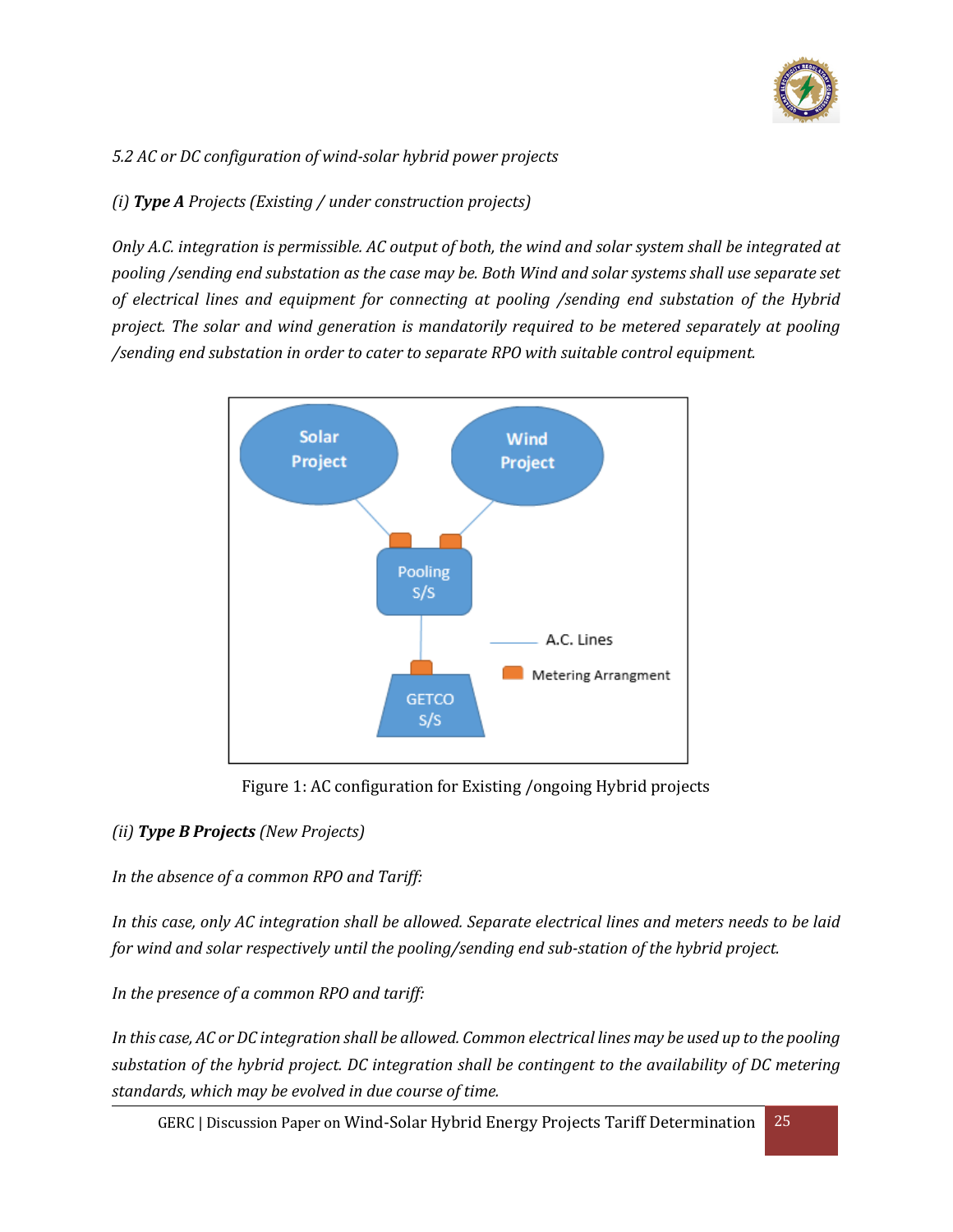*5.2 AC or DC configuration of wind-solar hybrid power projects*

*(i) **Type A** Projects (Existing / under construction projects)*

*Only A.C. integration is permissible. AC output of both, the wind and solar system shall be integrated at pooling /sending end substation as the case may be. Both Wind and solar systems shall use separate set of electrical lines and equipment for connecting at pooling /sending end substation of the Hybrid project. The solar and wind generation is mandatorily required to be metered separately at pooling /sending end substation in order to cater to separate RPO with suitable control equipment.*

Figure 1: AC configuration for Existing /ongoing Hybrid projects

*(ii) **Type B Projects** (New Projects)*

*In the absence of a common RPO and Tariff:*

*In this case, only AC integration shall be allowed. Separate electrical lines and meters needs to be laid for wind and solar respectively until the pooling/sending end sub-station of the hybrid project.*

*In the presence of a common RPO and tariff:*

*In this case, AC or DC integration shall be allowed. Common electrical lines may be used up to the pooling substation of the hybrid project. DC integration shall be contingent to the availability of DC metering standards, which may be evolved in due course of time.*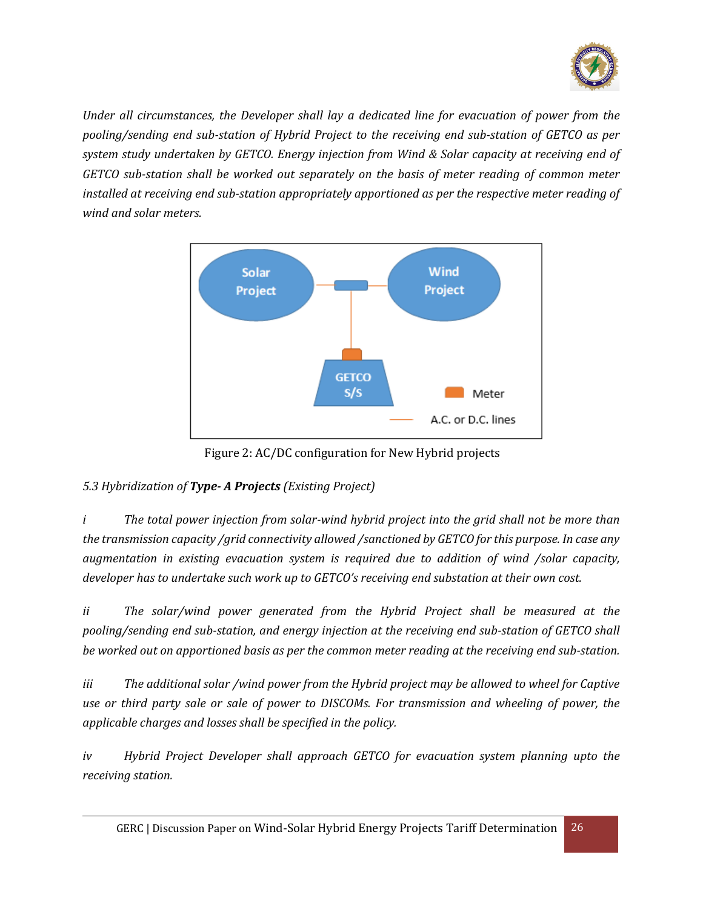*Under all circumstances, the Developer shall lay a dedicated line for evacuation of power from the pooling/sending end sub-station of Hybrid Project to the receiving end sub-station of GETCO as per system study undertaken by GETCO. Energy injection from Wind & Solar capacity at receiving end of GETCO sub-station shall be worked out separately on the basis of meter reading of common meter installed at receiving end sub-station appropriately apportioned as per the respective meter reading of wind and solar meters.*

Figure 2: AC/DC configuration for New Hybrid projects

*5.3 Hybridization of **Type- A Projects** (Existing Project)*

*i The total power injection from solar-wind hybrid project into the grid shall not be more than the transmission capacity /grid connectivity allowed /sanctioned by GETCO for this purpose. In case any augmentation in existing evacuation system is required due to addition of wind /solar capacity, developer has to undertake such work up to GETCO's receiving end substation at their own cost.*

*ii The solar/wind power generated from the Hybrid Project shall be measured at the pooling/sending end sub-station, and energy injection at the receiving end sub-station of GETCO shall be worked out on apportioned basis as per the common meter reading at the receiving end sub-station.*

*iii The additional solar /wind power from the Hybrid project may be allowed to wheel for Captive use or third party sale or sale of power to DISCOMs. For transmission and wheeling of power, the applicable charges and losses shall be specified in the policy.*

*iv Hybrid Project Developer shall approach GETCO for evacuation system planning upto the receiving station.*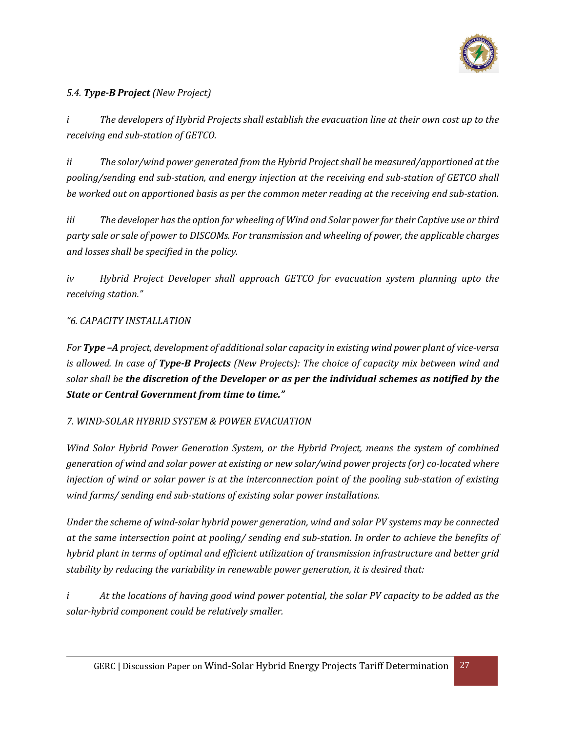*5.4. **Type-B Project** (New Project)*

*i The developers of Hybrid Projects shall establish the evacuation line at their own cost up to the receiving end sub-station of GETCO.*

*ii The solar/wind power generated from the Hybrid Project shall be measured/apportioned at the pooling/sending end sub-station, and energy injection at the receiving end sub-station of GETCO shall be worked out on apportioned basis as per the common meter reading at the receiving end sub-station.*

*iii The developer has the option for wheeling of Wind and Solar power for their Captive use or third party sale or sale of power to DISCOMs. For transmission and wheeling of power, the applicable charges and losses shall be specified in the policy.*

*iv Hybrid Project Developer shall approach GETCO for evacuation system planning upto the receiving station."*

*"6. CAPACITY INSTALLATION*

*For **Type –A** project, development of additional solar capacity in existing wind power plant of vice-versa is allowed. In case of **Type-B Projects** (New Projects): The choice of capacity mix between wind and solar shall be **the discretion of the Developer or as per the individual schemes as notified by the State or Central Government from time to time."***

*7. WIND-SOLAR HYBRID SYSTEM & POWER EVACUATION*

*Wind Solar Hybrid Power Generation System, or the Hybrid Project, means the system of combined generation of wind and solar power at existing or new solar/wind power projects (or) co-located where injection of wind or solar power is at the interconnection point of the pooling sub-station of existing wind farms/ sending end sub-stations of existing solar power installations.*

*Under the scheme of wind-solar hybrid power generation, wind and solar PV systems may be connected at the same intersection point at pooling/ sending end sub-station. In order to achieve the benefits of hybrid plant in terms of optimal and efficient utilization of transmission infrastructure and better grid stability by reducing the variability in renewable power generation, it is desired that:*

*i At the locations of having good wind power potential, the solar PV capacity to be added as the solar-hybrid component could be relatively smaller.*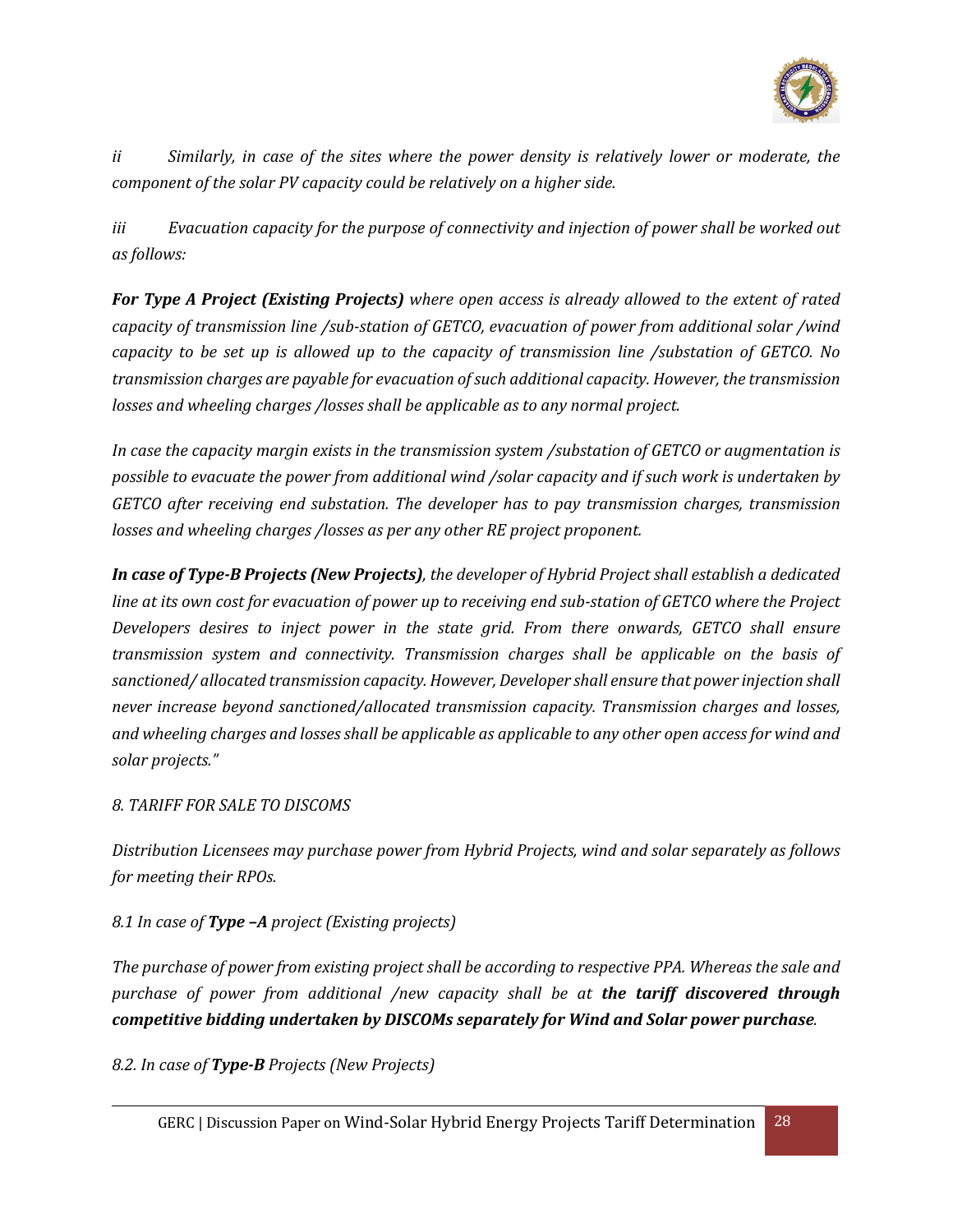*ii Similarly, in case of the sites where the power density is relatively lower or moderate, the component of the solar PV capacity could be relatively on a higher side.*

*iii Evacuation capacity for the purpose of connectivity and injection of power shall be worked out as follows:*

***For Type A Project (Existing Projects)** where open access is already allowed to the extent of rated capacity of transmission line /sub-station of GETCO, evacuation of power from additional solar /wind capacity to be set up is allowed up to the capacity of transmission line /substation of GETCO. No transmission charges are payable for evacuation of such additional capacity. However, the transmission losses and wheeling charges /losses shall be applicable as to any normal project.*

*In case the capacity margin exists in the transmission system /substation of GETCO or augmentation is possible to evacuate the power from additional wind /solar capacity and if such work is undertaken by GETCO after receiving end substation. The developer has to pay transmission charges, transmission losses and wheeling charges /losses as per any other RE project proponent.*

***In case of Type-B Projects (New Projects)**, the developer of Hybrid Project shall establish a dedicated line at its own cost for evacuation of power up to receiving end sub-station of GETCO where the Project Developers desires to inject power in the state grid. From there onwards, GETCO shall ensure transmission system and connectivity. Transmission charges shall be applicable on the basis of sanctioned/ allocated transmission capacity. However, Developer shall ensure that power injection shall never increase beyond sanctioned/allocated transmission capacity. Transmission charges and losses, and wheeling charges and losses shall be applicable as applicable to any other open access for wind and solar projects."*

*8. TARIFF FOR SALE TO DISCOMS*

*Distribution Licensees may purchase power from Hybrid Projects, wind and solar separately as follows for meeting their RPOs.*

*8.1 In case of **Type –A** project (Existing projects)*

*The purchase of power from existing project shall be according to respective PPA. Whereas the sale and purchase of power from additional /new capacity shall be at **the tariff discovered through competitive bidding undertaken by DISCOMs separately for Wind and Solar power purchase**.*

*8.2. In case of **Type-B** Projects (New Projects)*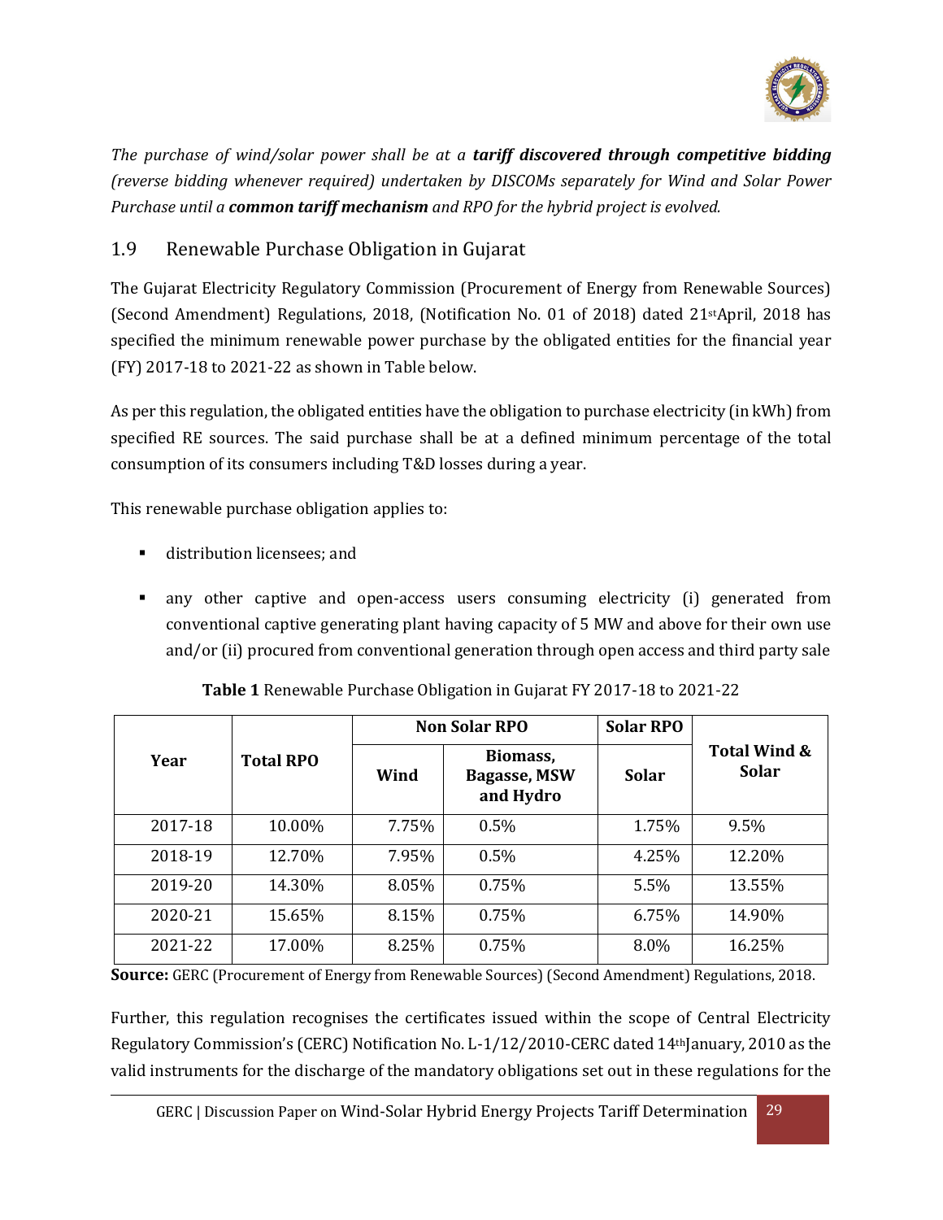*The purchase of wind/solar power shall be at a **tariff discovered through competitive bidding** (reverse bidding whenever required) undertaken by DISCOMs separately for Wind and Solar Power Purchase until a **common tariff mechanism** and RPO for the hybrid project is evolved.*

## 1.9 Renewable Purchase Obligation in Gujarat

The Gujarat Electricity Regulatory Commission (Procurement of Energy from Renewable Sources) (Second Amendment) Regulations, 2018, (Notification No. 01 of 2018) dated 21st April, 2018 has specified the minimum renewable power purchase by the obligated entities for the financial year (FY) 2017-18 to 2021-22 as shown in Table below.

As per this regulation, the obligated entities have the obligation to purchase electricity (in kWh) from specified RE sources. The said purchase shall be at a defined minimum percentage of the total consumption of its consumers including T&D losses during a year.

This renewable purchase obligation applies to:

- distribution licensees; and
- any other captive and open-access users consuming electricity (i) generated from conventional captive generating plant having capacity of 5 MW and above for their own use and/or (ii) procured from conventional generation through open access and third party sale

**Table 1** Renewable Purchase Obligation in Gujarat FY 2017-18 to 2021-22

| Year | Total RPO | Non Solar RPO | | Solar RPO | Total Wind & Solar |
|---|---|---|---|---|---|
| | | Wind | Biomass, Bagasse, MSW and Hydro | Solar | |
| 2017-18 | 10.00% | 7.75% | 0.5% | 1.75% | 9.5% |
| 2018-19 | 12.70% | 7.95% | 0.5% | 4.25% | 12.20% |
| 2019-20 | 14.30% | 8.05% | 0.75% | 5.5% | 13.55% |
| 2020-21 | 15.65% | 8.15% | 0.75% | 6.75% | 14.90% |
| 2021-22 | 17.00% | 8.25% | 0.75% | 8.0% | 16.25% |

**Source:** GERC (Procurement of Energy from Renewable Sources) (Second Amendment) Regulations, 2018.

Further, this regulation recognises the certificates issued within the scope of Central Electricity Regulatory Commission's (CERC) Notification No. L-1/12/2010-CERC dated 14th January, 2010 as the valid instruments for the discharge of the mandatory obligations set out in these regulations for the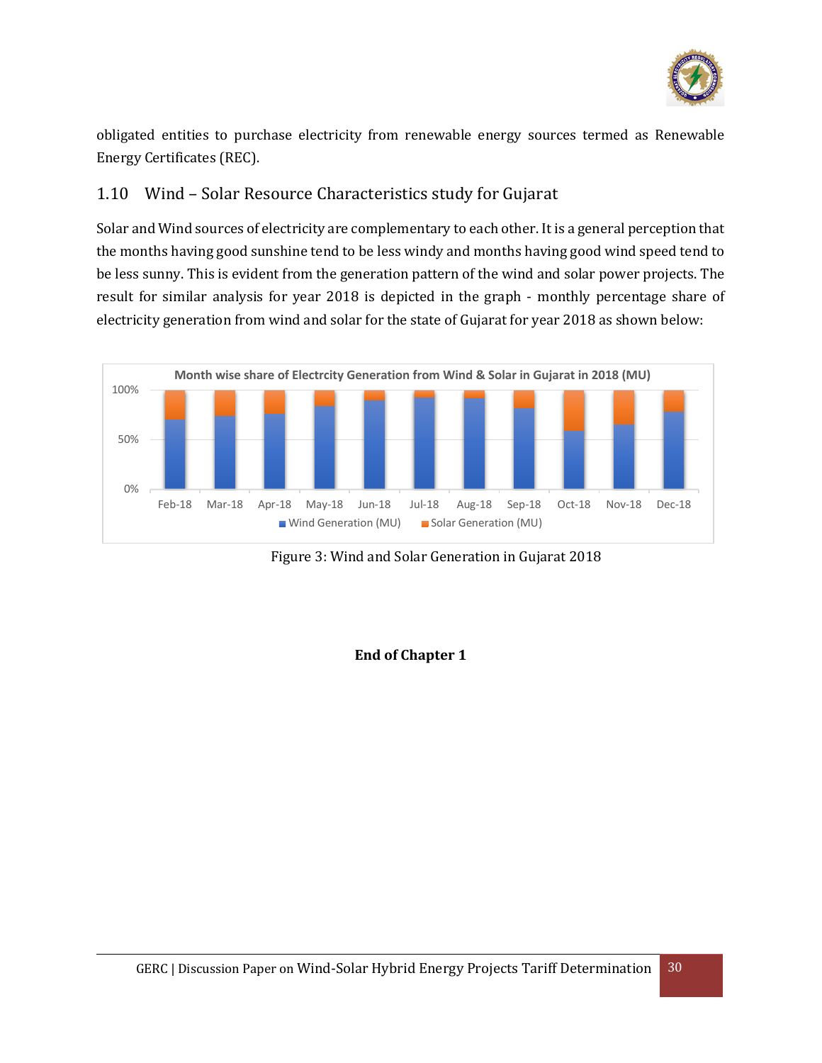obligated entities to purchase electricity from renewable energy sources termed as Renewable Energy Certificates (REC).

## 1.10 Wind – Solar Resource Characteristics study for Gujarat

Solar and Wind sources of electricity are complementary to each other. It is a general perception that the months having good sunshine tend to be less windy and months having good wind speed tend to be less sunny. This is evident from the generation pattern of the wind and solar power projects. The result for similar analysis for year 2018 is depicted in the graph - monthly percentage share of electricity generation from wind and solar for the state of Gujarat for year 2018 as shown below:

Figure 3: Wind and Solar Generation in Gujarat 2018

**End of Chapter 1**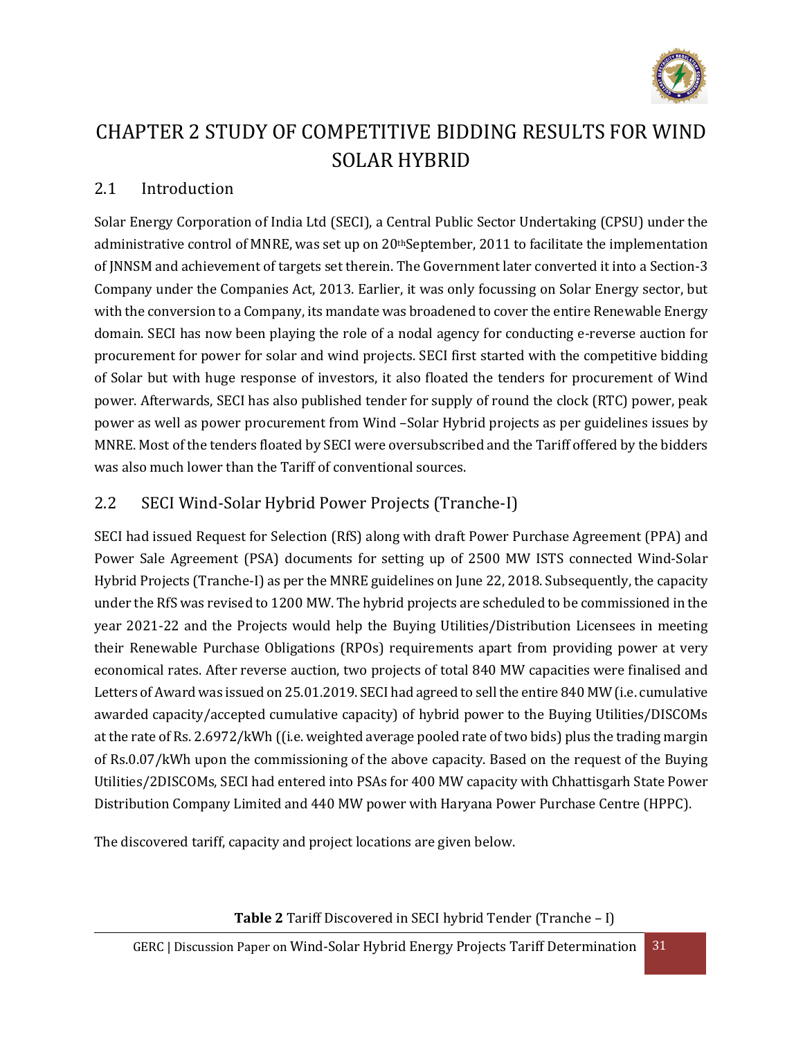# CHAPTER 2 STUDY OF COMPETITIVE BIDDING RESULTS FOR WIND SOLAR HYBRID

## 2.1 Introduction

Solar Energy Corporation of India Ltd (SECI), a Central Public Sector Undertaking (CPSU) under the administrative control of MNRE, was set up on 20th September, 2011 to facilitate the implementation of JNNSM and achievement of targets set therein. The Government later converted it into a Section-3 Company under the Companies Act, 2013. Earlier, it was only focussing on Solar Energy sector, but with the conversion to a Company, its mandate was broadened to cover the entire Renewable Energy domain. SECI has now been playing the role of a nodal agency for conducting e-reverse auction for procurement for power for solar and wind projects. SECI first started with the competitive bidding of Solar but with huge response of investors, it also floated the tenders for procurement of Wind power. Afterwards, SECI has also published tender for supply of round the clock (RTC) power, peak power as well as power procurement from Wind –Solar Hybrid projects as per guidelines issues by MNRE. Most of the tenders floated by SECI were oversubscribed and the Tariff offered by the bidders was also much lower than the Tariff of conventional sources.

## 2.2 SECI Wind-Solar Hybrid Power Projects (Tranche-I)

SECI had issued Request for Selection (RfS) along with draft Power Purchase Agreement (PPA) and Power Sale Agreement (PSA) documents for setting up of 2500 MW ISTS connected Wind-Solar Hybrid Projects (Tranche-I) as per the MNRE guidelines on June 22, 2018. Subsequently, the capacity under the RfS was revised to 1200 MW. The hybrid projects are scheduled to be commissioned in the year 2021-22 and the Projects would help the Buying Utilities/Distribution Licensees in meeting their Renewable Purchase Obligations (RPOs) requirements apart from providing power at very economical rates. After reverse auction, two projects of total 840 MW capacities were finalised and Letters of Award was issued on 25.01.2019. SECI had agreed to sell the entire 840 MW (i.e. cumulative awarded capacity/accepted cumulative capacity) of hybrid power to the Buying Utilities/DISCOMs at the rate of Rs. 2.6972/kWh ((i.e. weighted average pooled rate of two bids) plus the trading margin of Rs.0.07/kWh upon the commissioning of the above capacity. Based on the request of the Buying Utilities/2DISCOMs, SECI had entered into PSAs for 400 MW capacity with Chhattisgarh State Power Distribution Company Limited and 440 MW power with Haryana Power Purchase Centre (HPPC).

The discovered tariff, capacity and project locations are given below.

**Table 2** Tariff Discovered in SECI hybrid Tender (Tranche – I)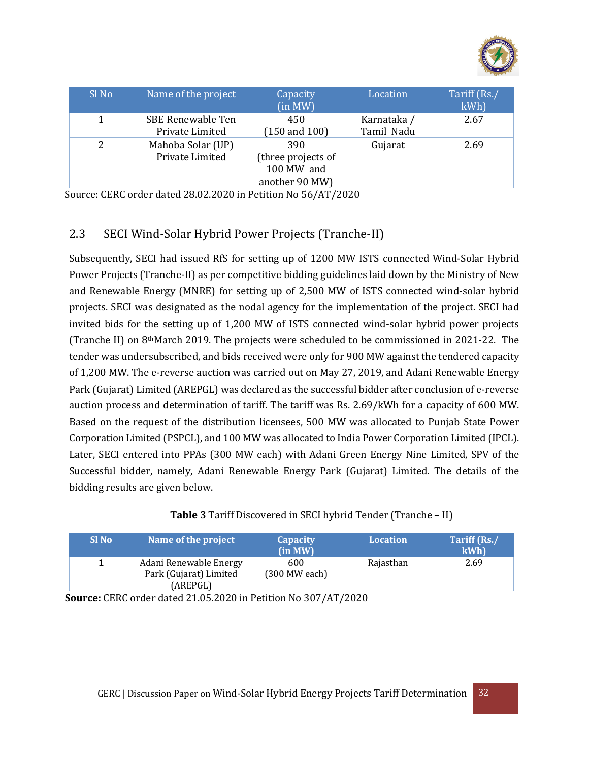| Sl No | Name of the project | Capacity (in MW) | Location | Tariff (Rs./ kWh) |
|---|---|---|---|---|
| 1 | SBE Renewable Ten Private Limited | 450 (150 and 100) | Karnataka / Tamil Nadu | 2.67 |
| 2 | Mahoba Solar (UP) Private Limited | 390 (three projects of 100 MW and another 90 MW) | Gujarat | 2.69 |

Source: CERC order dated 28.02.2020 in Petition No 56/AT/2020

## 2.3 SECI Wind-Solar Hybrid Power Projects (Tranche-II)

Subsequently, SECI had issued RfS for setting up of 1200 MW ISTS connected Wind-Solar Hybrid Power Projects (Tranche-II) as per competitive bidding guidelines laid down by the Ministry of New and Renewable Energy (MNRE) for setting up of 2,500 MW of ISTS connected wind-solar hybrid projects. SECI was designated as the nodal agency for the implementation of the project. SECI had invited bids for the setting up of 1,200 MW of ISTS connected wind-solar hybrid power projects (Tranche II) on 8th March 2019. The projects were scheduled to be commissioned in 2021-22. The tender was undersubscribed, and bids received were only for 900 MW against the tendered capacity of 1,200 MW. The e-reverse auction was carried out on May 27, 2019, and Adani Renewable Energy Park (Gujarat) Limited (AREPGL) was declared as the successful bidder after conclusion of e-reverse auction process and determination of tariff. The tariff was Rs. 2.69/kWh for a capacity of 600 MW. Based on the request of the distribution licensees, 500 MW was allocated to Punjab State Power Corporation Limited (PSPCL), and 100 MW was allocated to India Power Corporation Limited (IPCL). Later, SECI entered into PPAs (300 MW each) with Adani Green Energy Nine Limited, SPV of the Successful bidder, namely, Adani Renewable Energy Park (Gujarat) Limited. The details of the bidding results are given below.

**Table 3** Tariff Discovered in SECI hybrid Tender (Tranche – II)

| Sl No | Name of the project | Capacity (in MW) | Location | Tariff (Rs./ kWh) |
|---|---|---|---|---|
| **1** | Adani Renewable Energy Park (Gujarat) Limited (AREPGL) | 600 (300 MW each) | Rajasthan | 2.69 |

**Source:** CERC order dated 21.05.2020 in Petition No 307/AT/2020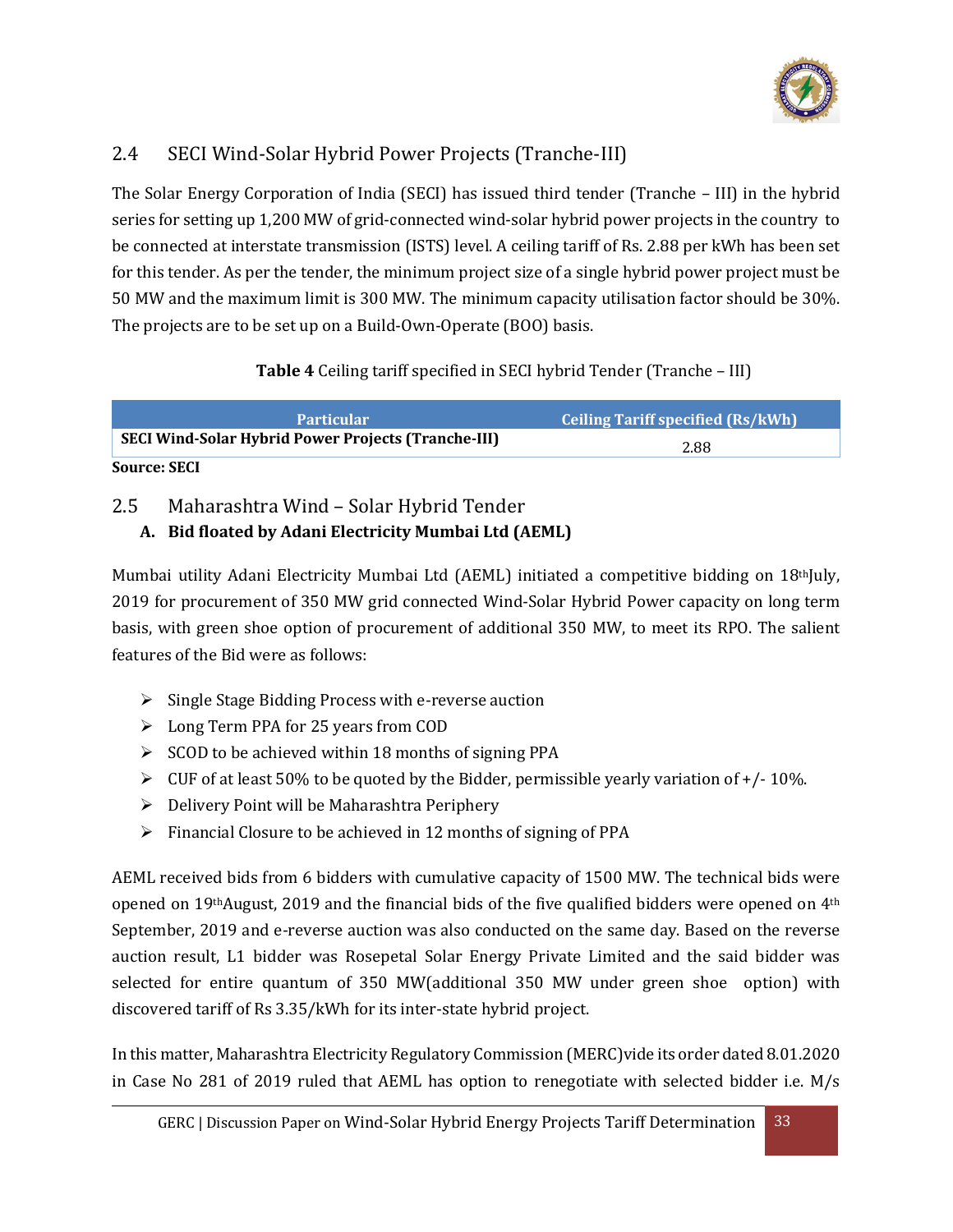## 2.4 SECI Wind-Solar Hybrid Power Projects (Tranche-III)

The Solar Energy Corporation of India (SECI) has issued third tender (Tranche – III) in the hybrid series for setting up 1,200 MW of grid-connected wind-solar hybrid power projects in the country to be connected at interstate transmission (ISTS) level. A ceiling tariff of Rs. 2.88 per kWh has been set for this tender. As per the tender, the minimum project size of a single hybrid power project must be 50 MW and the maximum limit is 300 MW. The minimum capacity utilisation factor should be 30%. The projects are to be set up on a Build-Own-Operate (BOO) basis.

**Table 4** Ceiling tariff specified in SECI hybrid Tender (Tranche – III)

| Particular | Ceiling Tariff specified (Rs/kWh) |
|---|---|
| **SECI Wind-Solar Hybrid Power Projects (Tranche-III)** | 2.88 |

**Source: SECI**

## 2.5 Maharashtra Wind – Solar Hybrid Tender

### A. Bid floated by Adani Electricity Mumbai Ltd (AEML)

Mumbai utility Adani Electricity Mumbai Ltd (AEML) initiated a competitive bidding on 18th July, 2019 for procurement of 350 MW grid connected Wind-Solar Hybrid Power capacity on long term basis, with green shoe option of procurement of additional 350 MW, to meet its RPO. The salient features of the Bid were as follows:

- Single Stage Bidding Process with e-reverse auction
- Long Term PPA for 25 years from COD
- SCOD to be achieved within 18 months of signing PPA
- CUF of at least 50% to be quoted by the Bidder, permissible yearly variation of +/- 10%.
- Delivery Point will be Maharashtra Periphery
- Financial Closure to be achieved in 12 months of signing of PPA

AEML received bids from 6 bidders with cumulative capacity of 1500 MW. The technical bids were opened on 19th August, 2019 and the financial bids of the five qualified bidders were opened on 4th September, 2019 and e-reverse auction was also conducted on the same day. Based on the reverse auction result, L1 bidder was Rosepetal Solar Energy Private Limited and the said bidder was selected for entire quantum of 350 MW(additional 350 MW under green shoe option) with discovered tariff of Rs 3.35/kWh for its inter-state hybrid project.

In this matter, Maharashtra Electricity Regulatory Commission (MERC)vide its order dated 8.01.2020 in Case No 281 of 2019 ruled that AEML has option to renegotiate with selected bidder i.e. M/s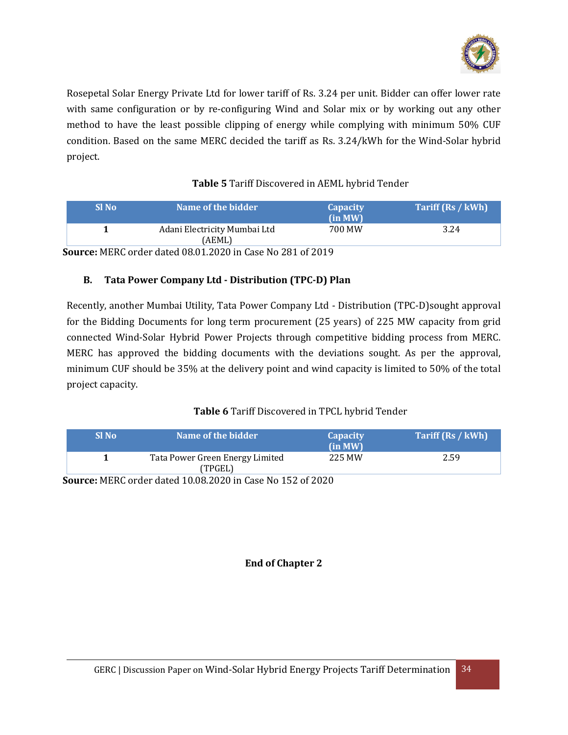Rosepetal Solar Energy Private Ltd for lower tariff of Rs. 3.24 per unit. Bidder can offer lower rate with same configuration or by re-configuring Wind and Solar mix or by working out any other method to have the least possible clipping of energy while complying with minimum 50% CUF condition. Based on the same MERC decided the tariff as Rs. 3.24/kWh for the Wind-Solar hybrid project.

**Table 5** Tariff Discovered in AEML hybrid Tender

| Sl No | Name of the bidder | Capacity (in MW) | Tariff (Rs / kWh) |
|---|---|---|---|
| 1 | Adani Electricity Mumbai Ltd (AEML) | 700 MW | 3.24 |

**Source:** MERC order dated 08.01.2020 in Case No 281 of 2019

### B. Tata Power Company Ltd - Distribution (TPC-D) Plan

Recently, another Mumbai Utility, Tata Power Company Ltd - Distribution (TPC-D)sought approval for the Bidding Documents for long term procurement (25 years) of 225 MW capacity from grid connected Wind-Solar Hybrid Power Projects through competitive bidding process from MERC. MERC has approved the bidding documents with the deviations sought. As per the approval, minimum CUF should be 35% at the delivery point and wind capacity is limited to 50% of the total project capacity.

**Table 6** Tariff Discovered in TPCL hybrid Tender

| Sl No | Name of the bidder | Capacity (in MW) | Tariff (Rs / kWh) |
|---|---|---|---|
| 1 | Tata Power Green Energy Limited (TPGEL) | 225 MW | 2.59 |

**Source:** MERC order dated 10.08.2020 in Case No 152 of 2020

**End of Chapter 2**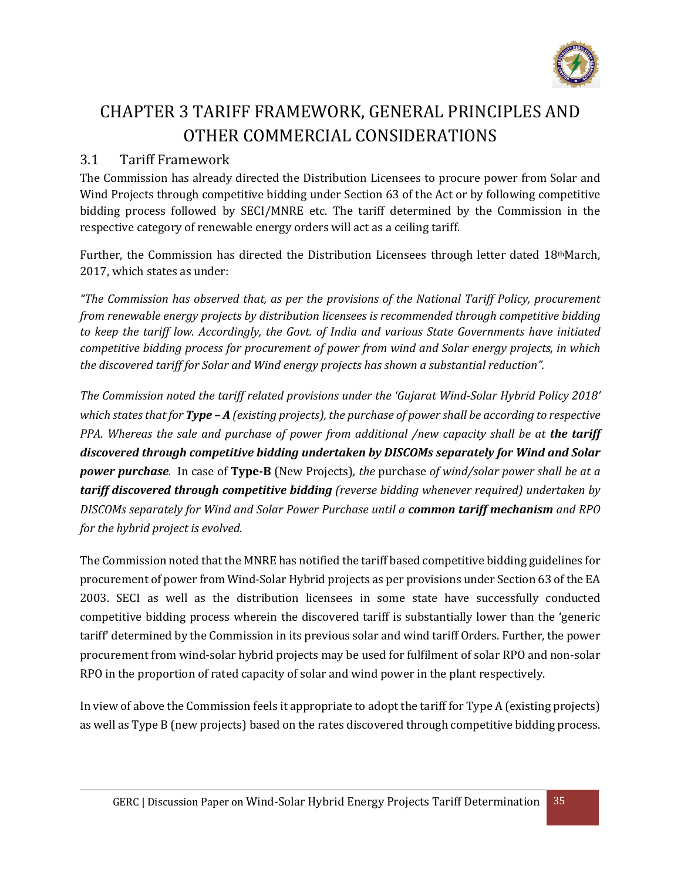# CHAPTER 3 TARIFF FRAMEWORK, GENERAL PRINCIPLES AND OTHER COMMERCIAL CONSIDERATIONS

## 3.1 Tariff Framework

The Commission has already directed the Distribution Licensees to procure power from Solar and Wind Projects through competitive bidding under Section 63 of the Act or by following competitive bidding process followed by SECI/MNRE etc. The tariff determined by the Commission in the respective category of renewable energy orders will act as a ceiling tariff.

Further, the Commission has directed the Distribution Licensees through letter dated 18th March, 2017, which states as under:

*"The Commission has observed that, as per the provisions of the National Tariff Policy, procurement from renewable energy projects by distribution licensees is recommended through competitive bidding to keep the tariff low. Accordingly, the Govt. of India and various State Governments have initiated competitive bidding process for procurement of power from wind and Solar energy projects, in which the discovered tariff for Solar and Wind energy projects has shown a substantial reduction".*

*The Commission noted the tariff related provisions under the 'Gujarat Wind-Solar Hybrid Policy 2018' which states that for **Type – A** (existing projects), the purchase of power shall be according to respective PPA. Whereas the sale and purchase of power from additional /new capacity shall be at **the tariff discovered through competitive bidding undertaken by DISCOMs separately for Wind and Solar power purchase**.* In case of **Type-B** (New Projects)*, the* purchase *of wind/solar power shall be at a **tariff discovered through competitive bidding** (reverse bidding whenever required) undertaken by DISCOMs separately for Wind and Solar Power Purchase until a **common tariff mechanism** and RPO for the hybrid project is evolved.*

The Commission noted that the MNRE has notified the tariff based competitive bidding guidelines for procurement of power from Wind-Solar Hybrid projects as per provisions under Section 63 of the EA 2003. SECI as well as the distribution licensees in some state have successfully conducted competitive bidding process wherein the discovered tariff is substantially lower than the 'generic tariff' determined by the Commission in its previous solar and wind tariff Orders. Further, the power procurement from wind-solar hybrid projects may be used for fulfilment of solar RPO and non-solar RPO in the proportion of rated capacity of solar and wind power in the plant respectively.

In view of above the Commission feels it appropriate to adopt the tariff for Type A (existing projects) as well as Type B (new projects) based on the rates discovered through competitive bidding process.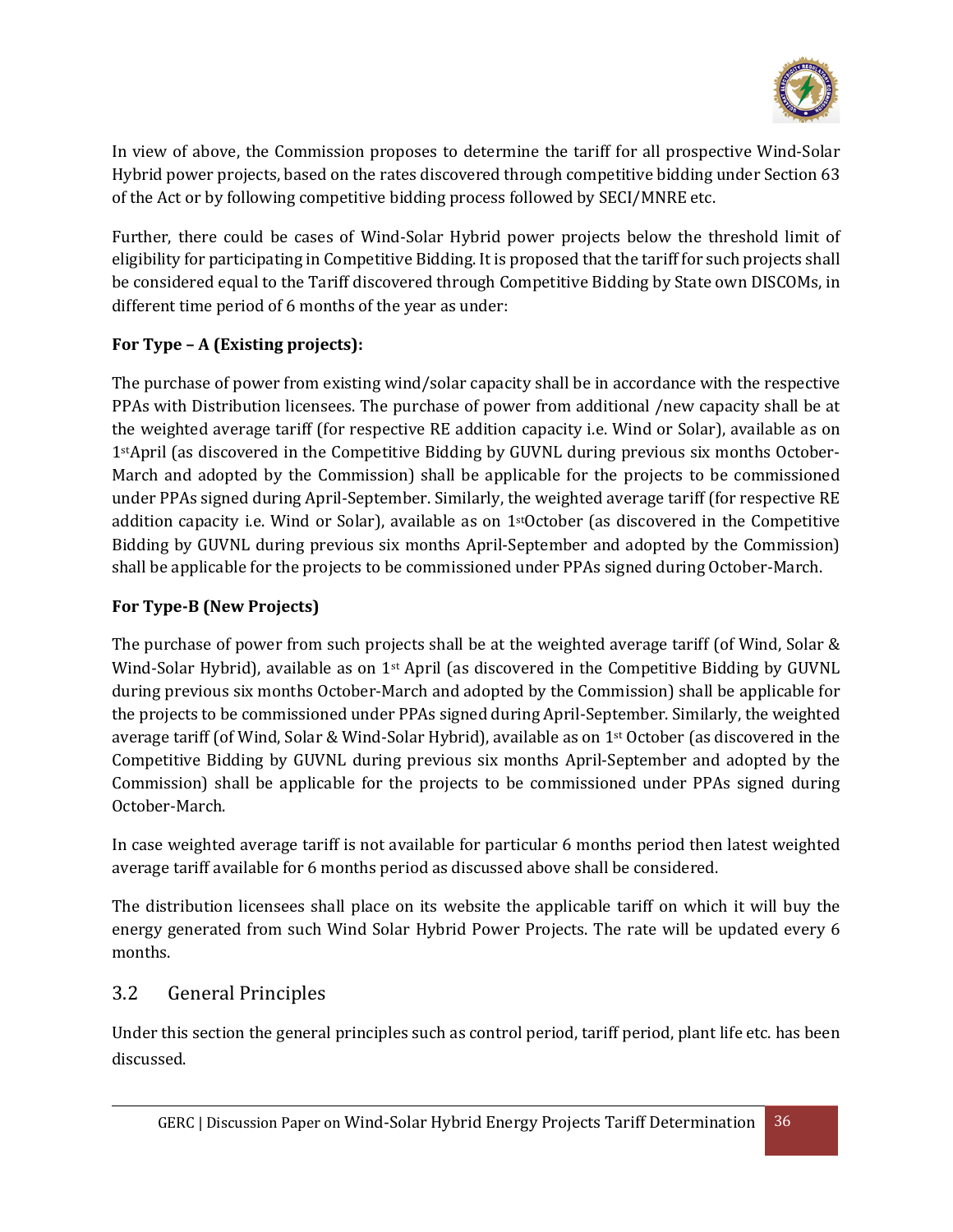In view of above, the Commission proposes to determine the tariff for all prospective Wind-Solar Hybrid power projects, based on the rates discovered through competitive bidding under Section 63 of the Act or by following competitive bidding process followed by SECI/MNRE etc.

Further, there could be cases of Wind-Solar Hybrid power projects below the threshold limit of eligibility for participating in Competitive Bidding. It is proposed that the tariff for such projects shall be considered equal to the Tariff discovered through Competitive Bidding by State own DISCOMs, in different time period of 6 months of the year as under:

**For Type – A (Existing projects):**

The purchase of power from existing wind/solar capacity shall be in accordance with the respective PPAs with Distribution licensees. The purchase of power from additional /new capacity shall be at the weighted average tariff (for respective RE addition capacity i.e. Wind or Solar), available as on 1st April (as discovered in the Competitive Bidding by GUVNL during previous six months October-March and adopted by the Commission) shall be applicable for the projects to be commissioned under PPAs signed during April-September. Similarly, the weighted average tariff (for respective RE addition capacity i.e. Wind or Solar), available as on 1st October (as discovered in the Competitive Bidding by GUVNL during previous six months April-September and adopted by the Commission) shall be applicable for the projects to be commissioned under PPAs signed during October-March.

**For Type-B (New Projects)**

The purchase of power from such projects shall be at the weighted average tariff (of Wind, Solar & Wind-Solar Hybrid), available as on 1st April (as discovered in the Competitive Bidding by GUVNL during previous six months October-March and adopted by the Commission) shall be applicable for the projects to be commissioned under PPAs signed during April-September. Similarly, the weighted average tariff (of Wind, Solar & Wind-Solar Hybrid), available as on 1st October (as discovered in the Competitive Bidding by GUVNL during previous six months April-September and adopted by the Commission) shall be applicable for the projects to be commissioned under PPAs signed during October-March.

In case weighted average tariff is not available for particular 6 months period then latest weighted average tariff available for 6 months period as discussed above shall be considered.

The distribution licensees shall place on its website the applicable tariff on which it will buy the energy generated from such Wind Solar Hybrid Power Projects. The rate will be updated every 6 months.

## 3.2 General Principles

Under this section the general principles such as control period, tariff period, plant life etc. has been discussed.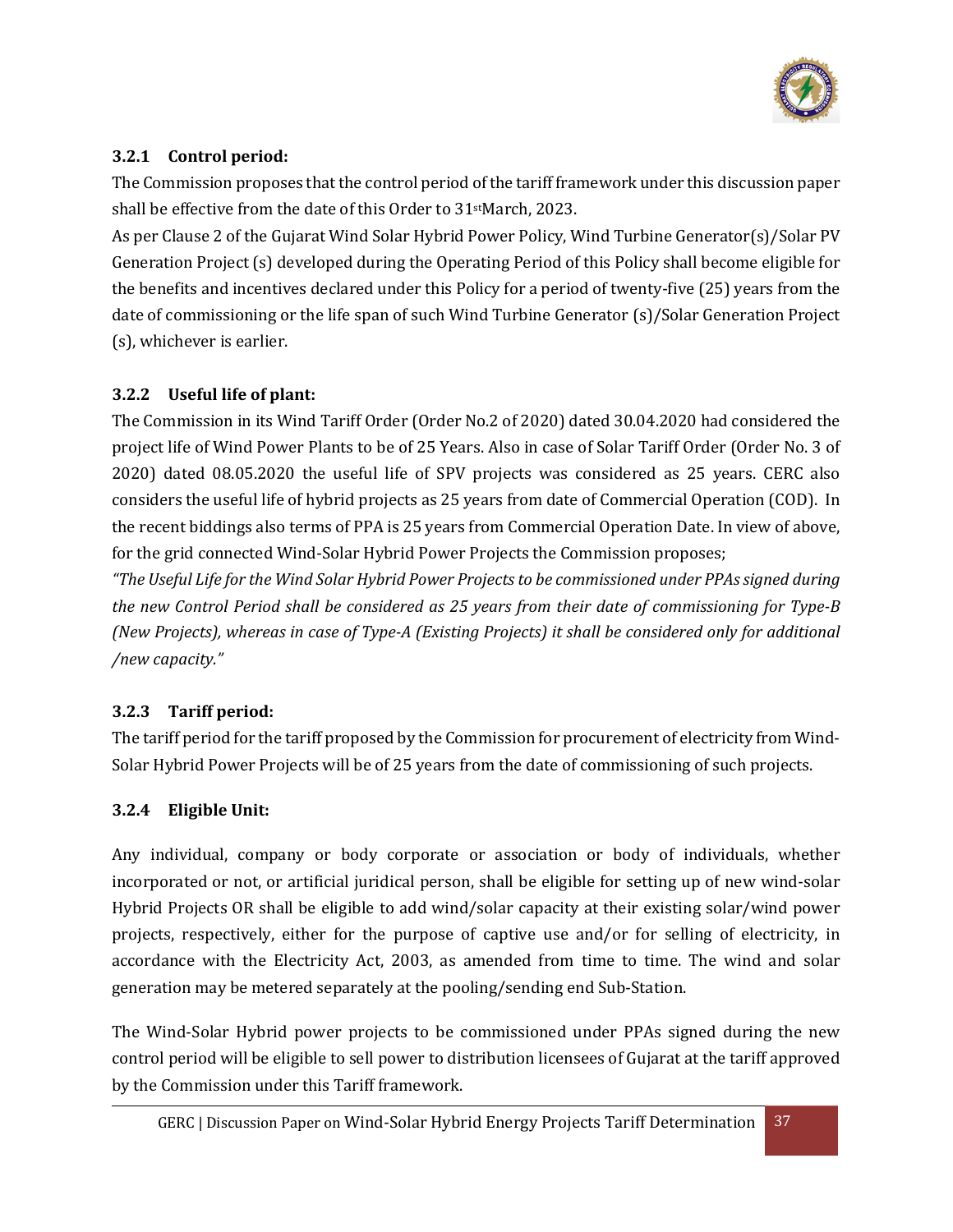### 3.2.1 Control period:

The Commission proposes that the control period of the tariff framework under this discussion paper shall be effective from the date of this Order to 31st March, 2023.

As per Clause 2 of the Gujarat Wind Solar Hybrid Power Policy, Wind Turbine Generator(s)/Solar PV Generation Project (s) developed during the Operating Period of this Policy shall become eligible for the benefits and incentives declared under this Policy for a period of twenty-five (25) years from the date of commissioning or the life span of such Wind Turbine Generator (s)/Solar Generation Project (s), whichever is earlier.

### 3.2.2 Useful life of plant:

The Commission in its Wind Tariff Order (Order No.2 of 2020) dated 30.04.2020 had considered the project life of Wind Power Plants to be of 25 Years. Also in case of Solar Tariff Order (Order No. 3 of 2020) dated 08.05.2020 the useful life of SPV projects was considered as 25 years. CERC also considers the useful life of hybrid projects as 25 years from date of Commercial Operation (COD). In the recent biddings also terms of PPA is 25 years from Commercial Operation Date. In view of above, for the grid connected Wind-Solar Hybrid Power Projects the Commission proposes;

*"The Useful Life for the Wind Solar Hybrid Power Projects to be commissioned under PPAs signed during the new Control Period shall be considered as 25 years from their date of commissioning for Type-B (New Projects), whereas in case of Type-A (Existing Projects) it shall be considered only for additional /new capacity."*

### 3.2.3 Tariff period:

The tariff period for the tariff proposed by the Commission for procurement of electricity from Wind-Solar Hybrid Power Projects will be of 25 years from the date of commissioning of such projects.

### 3.2.4 Eligible Unit:

Any individual, company or body corporate or association or body of individuals, whether incorporated or not, or artificial juridical person, shall be eligible for setting up of new wind-solar Hybrid Projects OR shall be eligible to add wind/solar capacity at their existing solar/wind power projects, respectively, either for the purpose of captive use and/or for selling of electricity, in accordance with the Electricity Act, 2003, as amended from time to time. The wind and solar generation may be metered separately at the pooling/sending end Sub-Station.

The Wind-Solar Hybrid power projects to be commissioned under PPAs signed during the new control period will be eligible to sell power to distribution licensees of Gujarat at the tariff approved by the Commission under this Tariff framework.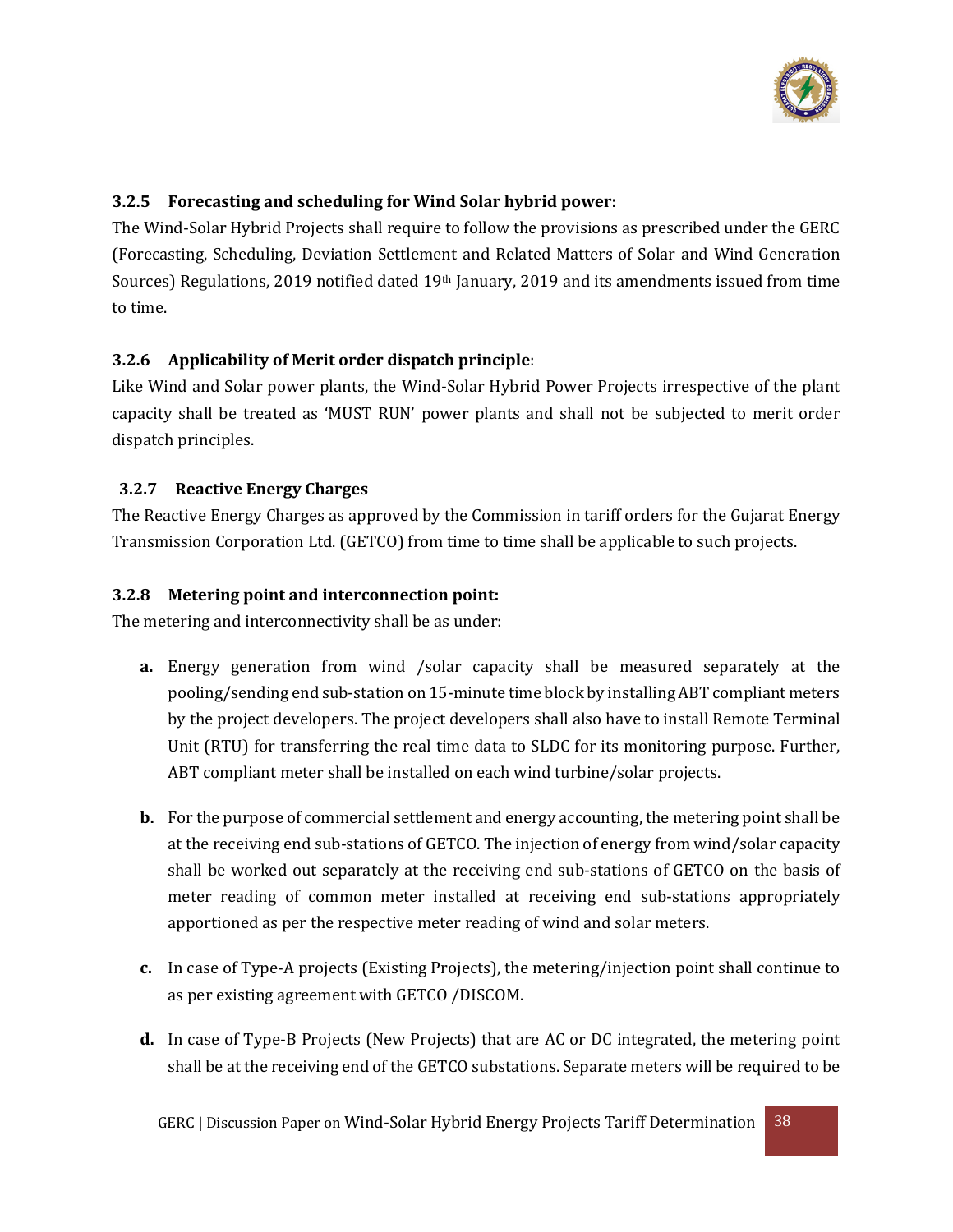### 3.2.5 Forecasting and scheduling for Wind Solar hybrid power:

The Wind-Solar Hybrid Projects shall require to follow the provisions as prescribed under the GERC (Forecasting, Scheduling, Deviation Settlement and Related Matters of Solar and Wind Generation Sources) Regulations, 2019 notified dated 19th January, 2019 and its amendments issued from time to time.

### 3.2.6 Applicability of Merit order dispatch principle:

Like Wind and Solar power plants, the Wind-Solar Hybrid Power Projects irrespective of the plant capacity shall be treated as 'MUST RUN' power plants and shall not be subjected to merit order dispatch principles.

### 3.2.7 Reactive Energy Charges

The Reactive Energy Charges as approved by the Commission in tariff orders for the Gujarat Energy Transmission Corporation Ltd. (GETCO) from time to time shall be applicable to such projects.

### 3.2.8 Metering point and interconnection point:

The metering and interconnectivity shall be as under:

**a.** Energy generation from wind /solar capacity shall be measured separately at the pooling/sending end sub-station on 15-minute time block by installing ABT compliant meters by the project developers. The project developers shall also have to install Remote Terminal Unit (RTU) for transferring the real time data to SLDC for its monitoring purpose. Further, ABT compliant meter shall be installed on each wind turbine/solar projects.

**b.** For the purpose of commercial settlement and energy accounting, the metering point shall be at the receiving end sub-stations of GETCO. The injection of energy from wind/solar capacity shall be worked out separately at the receiving end sub-stations of GETCO on the basis of meter reading of common meter installed at receiving end sub-stations appropriately apportioned as per the respective meter reading of wind and solar meters.

**c.** In case of Type-A projects (Existing Projects), the metering/injection point shall continue to as per existing agreement with GETCO /DISCOM.

**d.** In case of Type-B Projects (New Projects) that are AC or DC integrated, the metering point shall be at the receiving end of the GETCO substations. Separate meters will be required to be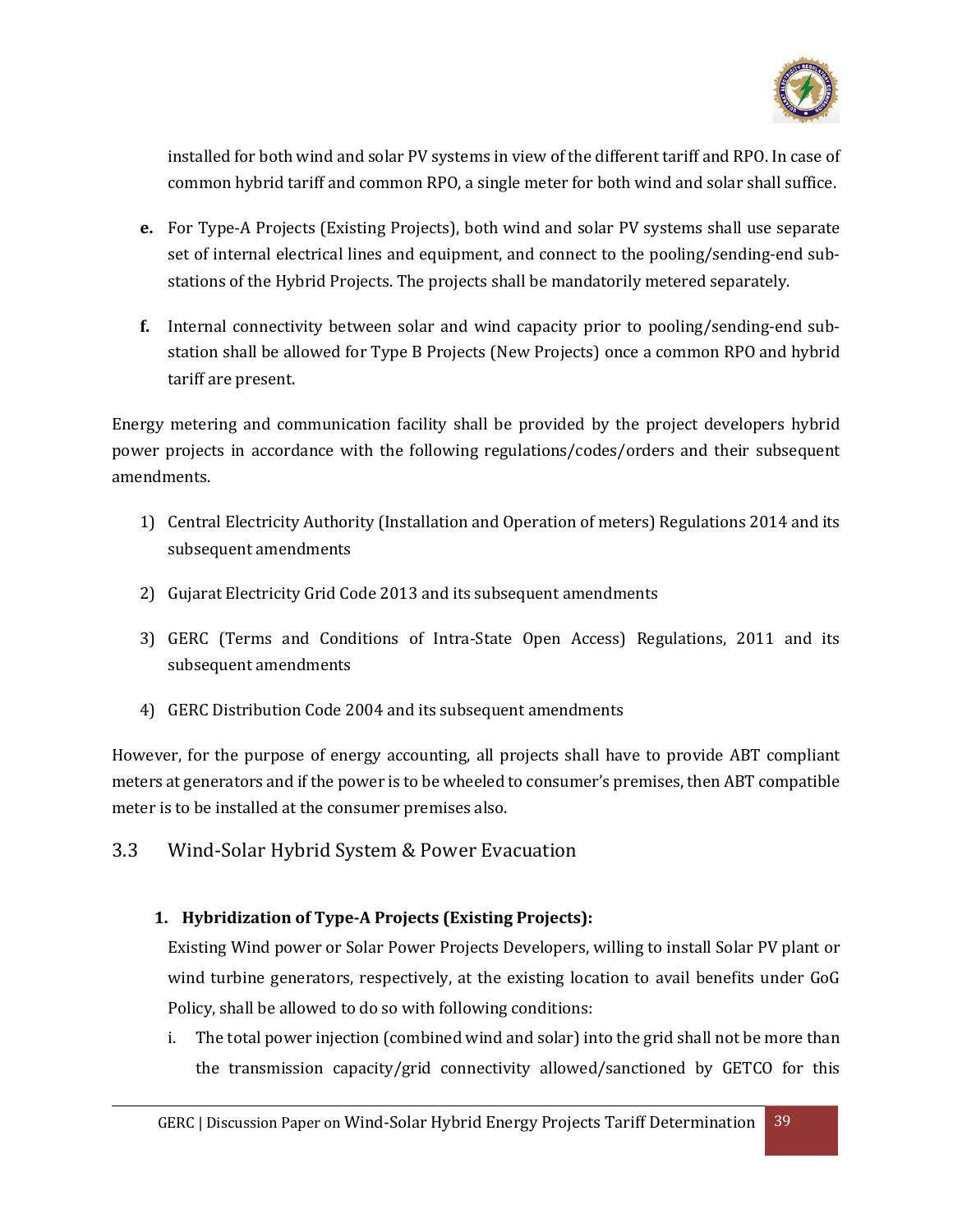installed for both wind and solar PV systems in view of the different tariff and RPO. In case of common hybrid tariff and common RPO, a single meter for both wind and solar shall suffice.

**e.** For Type-A Projects (Existing Projects), both wind and solar PV systems shall use separate set of internal electrical lines and equipment, and connect to the pooling/sending-end sub-stations of the Hybrid Projects. The projects shall be mandatorily metered separately.

**f.** Internal connectivity between solar and wind capacity prior to pooling/sending-end sub-station shall be allowed for Type B Projects (New Projects) once a common RPO and hybrid tariff are present.

Energy metering and communication facility shall be provided by the project developers hybrid power projects in accordance with the following regulations/codes/orders and their subsequent amendments.

1) Central Electricity Authority (Installation and Operation of meters) Regulations 2014 and its subsequent amendments
2) Gujarat Electricity Grid Code 2013 and its subsequent amendments
3) GERC (Terms and Conditions of Intra-State Open Access) Regulations, 2011 and its subsequent amendments
4) GERC Distribution Code 2004 and its subsequent amendments

However, for the purpose of energy accounting, all projects shall have to provide ABT compliant meters at generators and if the power is to be wheeled to consumer's premises, then ABT compatible meter is to be installed at the consumer premises also.

## 3.3 Wind-Solar Hybrid System & Power Evacuation

**1. Hybridization of Type-A Projects (Existing Projects):**

Existing Wind power or Solar Power Projects Developers, willing to install Solar PV plant or wind turbine generators, respectively, at the existing location to avail benefits under GoG Policy, shall be allowed to do so with following conditions:

i. The total power injection (combined wind and solar) into the grid shall not be more than the transmission capacity/grid connectivity allowed/sanctioned by GETCO for this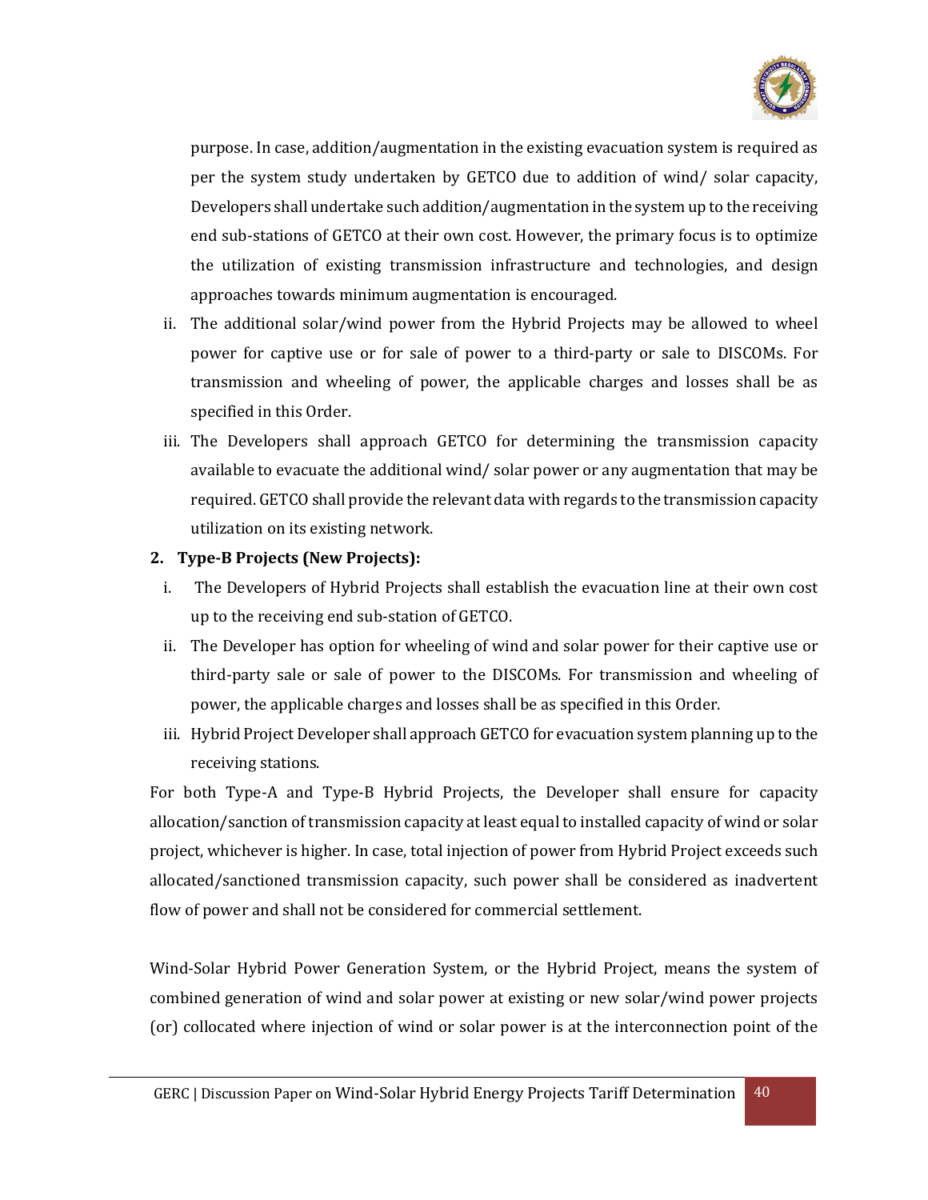purpose. In case, addition/augmentation in the existing evacuation system is required as per the system study undertaken by GETCO due to addition of wind/ solar capacity, Developers shall undertake such addition/augmentation in the system up to the receiving end sub-stations of GETCO at their own cost. However, the primary focus is to optimize the utilization of existing transmission infrastructure and technologies, and design approaches towards minimum augmentation is encouraged.

ii. The additional solar/wind power from the Hybrid Projects may be allowed to wheel power for captive use or for sale of power to a third-party or sale to DISCOMs. For transmission and wheeling of power, the applicable charges and losses shall be as specified in this Order.

iii. The Developers shall approach GETCO for determining the transmission capacity available to evacuate the additional wind/ solar power or any augmentation that may be required. GETCO shall provide the relevant data with regards to the transmission capacity utilization on its existing network.

**2. Type-B Projects (New Projects):**

i. The Developers of Hybrid Projects shall establish the evacuation line at their own cost up to the receiving end sub-station of GETCO.

ii. The Developer has option for wheeling of wind and solar power for their captive use or third-party sale or sale of power to the DISCOMs. For transmission and wheeling of power, the applicable charges and losses shall be as specified in this Order.

iii. Hybrid Project Developer shall approach GETCO for evacuation system planning up to the receiving stations.

For both Type-A and Type-B Hybrid Projects, the Developer shall ensure for capacity allocation/sanction of transmission capacity at least equal to installed capacity of wind or solar project, whichever is higher. In case, total injection of power from Hybrid Project exceeds such allocated/sanctioned transmission capacity, such power shall be considered as inadvertent flow of power and shall not be considered for commercial settlement.

Wind-Solar Hybrid Power Generation System, or the Hybrid Project, means the system of combined generation of wind and solar power at existing or new solar/wind power projects (or) collocated where injection of wind or solar power is at the interconnection point of the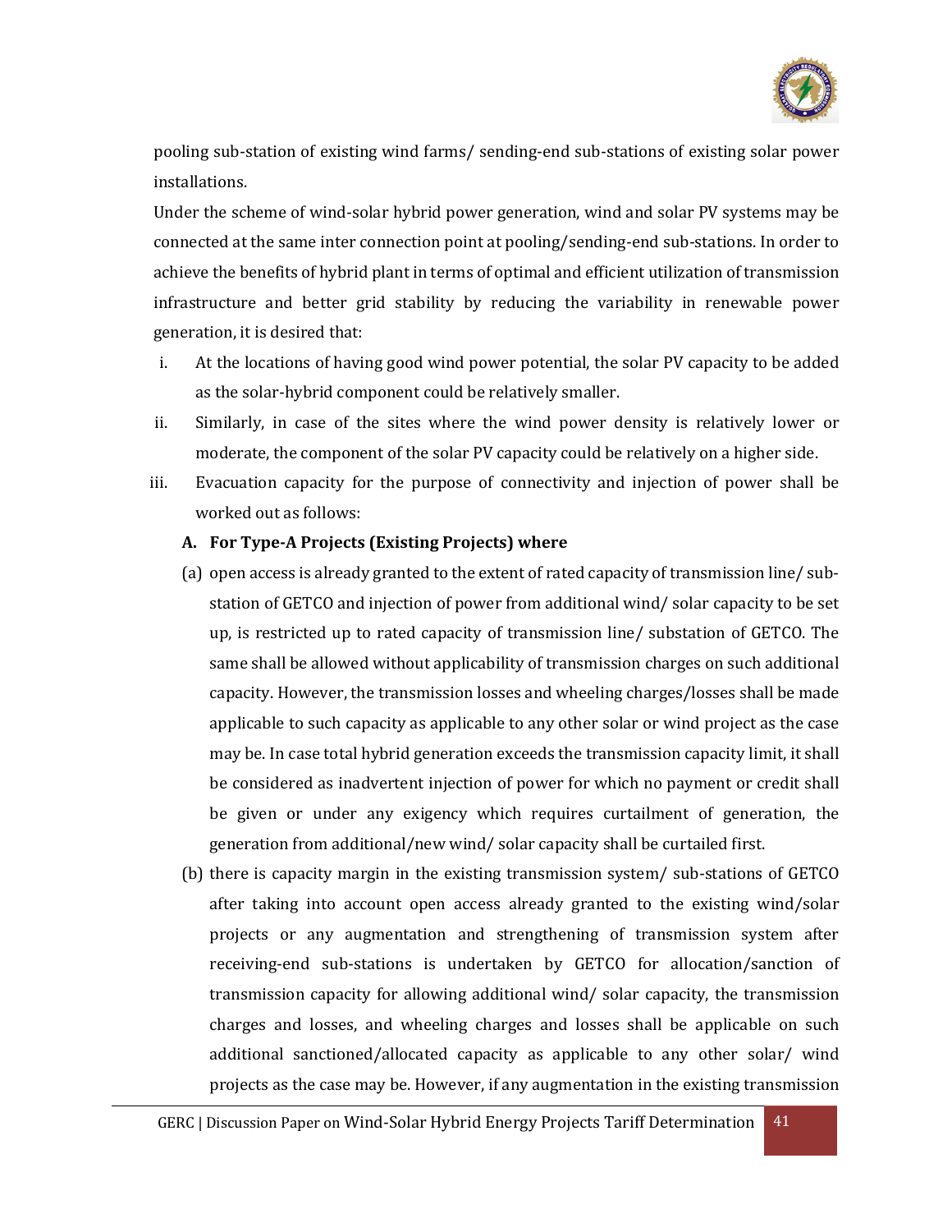pooling sub-station of existing wind farms/ sending-end sub-stations of existing solar power installations.

Under the scheme of wind-solar hybrid power generation, wind and solar PV systems may be connected at the same inter connection point at pooling/sending-end sub-stations. In order to achieve the benefits of hybrid plant in terms of optimal and efficient utilization of transmission infrastructure and better grid stability by reducing the variability in renewable power generation, it is desired that:

i. At the locations of having good wind power potential, the solar PV capacity to be added as the solar-hybrid component could be relatively smaller.

ii. Similarly, in case of the sites where the wind power density is relatively lower or moderate, the component of the solar PV capacity could be relatively on a higher side.

iii. Evacuation capacity for the purpose of connectivity and injection of power shall be worked out as follows:

**A. For Type-A Projects (Existing Projects) where**

(a) open access is already granted to the extent of rated capacity of transmission line/ sub-station of GETCO and injection of power from additional wind/ solar capacity to be set up, is restricted up to rated capacity of transmission line/ substation of GETCO. The same shall be allowed without applicability of transmission charges on such additional capacity. However, the transmission losses and wheeling charges/losses shall be made applicable to such capacity as applicable to any other solar or wind project as the case may be. In case total hybrid generation exceeds the transmission capacity limit, it shall be considered as inadvertent injection of power for which no payment or credit shall be given or under any exigency which requires curtailment of generation, the generation from additional/new wind/ solar capacity shall be curtailed first.

(b) there is capacity margin in the existing transmission system/ sub-stations of GETCO after taking into account open access already granted to the existing wind/solar projects or any augmentation and strengthening of transmission system after receiving-end sub-stations is undertaken by GETCO for allocation/sanction of transmission capacity for allowing additional wind/ solar capacity, the transmission charges and losses, and wheeling charges and losses shall be applicable on such additional sanctioned/allocated capacity as applicable to any other solar/ wind projects as the case may be. However, if any augmentation in the existing transmission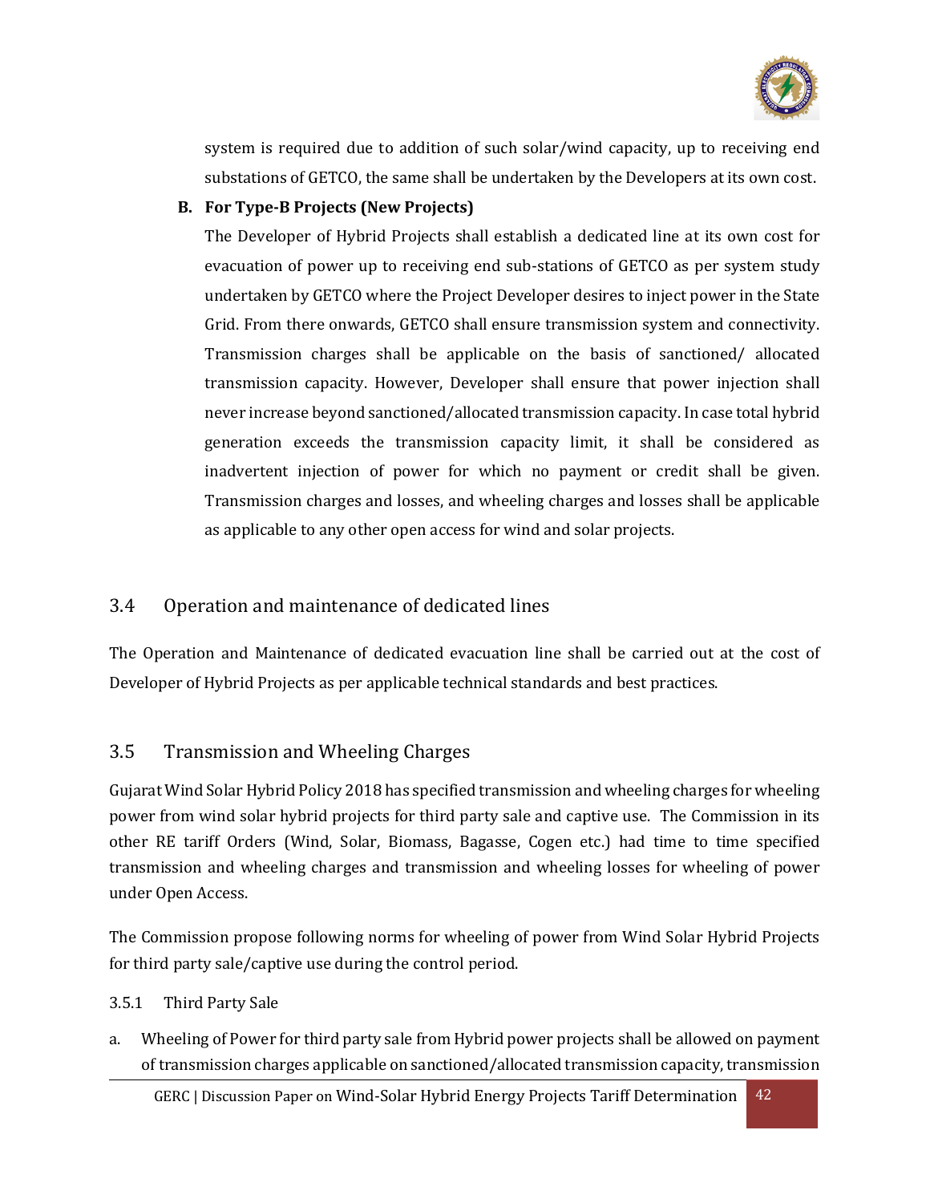system is required due to addition of such solar/wind capacity, up to receiving end substations of GETCO, the same shall be undertaken by the Developers at its own cost.

**B. For Type-B Projects (New Projects)**

The Developer of Hybrid Projects shall establish a dedicated line at its own cost for evacuation of power up to receiving end sub-stations of GETCO as per system study undertaken by GETCO where the Project Developer desires to inject power in the State Grid. From there onwards, GETCO shall ensure transmission system and connectivity. Transmission charges shall be applicable on the basis of sanctioned/ allocated transmission capacity. However, Developer shall ensure that power injection shall never increase beyond sanctioned/allocated transmission capacity. In case total hybrid generation exceeds the transmission capacity limit, it shall be considered as inadvertent injection of power for which no payment or credit shall be given. Transmission charges and losses, and wheeling charges and losses shall be applicable as applicable to any other open access for wind and solar projects.

## 3.4 Operation and maintenance of dedicated lines

The Operation and Maintenance of dedicated evacuation line shall be carried out at the cost of Developer of Hybrid Projects as per applicable technical standards and best practices.

## 3.5 Transmission and Wheeling Charges

Gujarat Wind Solar Hybrid Policy 2018 has specified transmission and wheeling charges for wheeling power from wind solar hybrid projects for third party sale and captive use. The Commission in its other RE tariff Orders (Wind, Solar, Biomass, Bagasse, Cogen etc.) had time to time specified transmission and wheeling charges and transmission and wheeling losses for wheeling of power under Open Access.

The Commission propose following norms for wheeling of power from Wind Solar Hybrid Projects for third party sale/captive use during the control period.

### 3.5.1 Third Party Sale

a. Wheeling of Power for third party sale from Hybrid power projects shall be allowed on payment of transmission charges applicable on sanctioned/allocated transmission capacity, transmission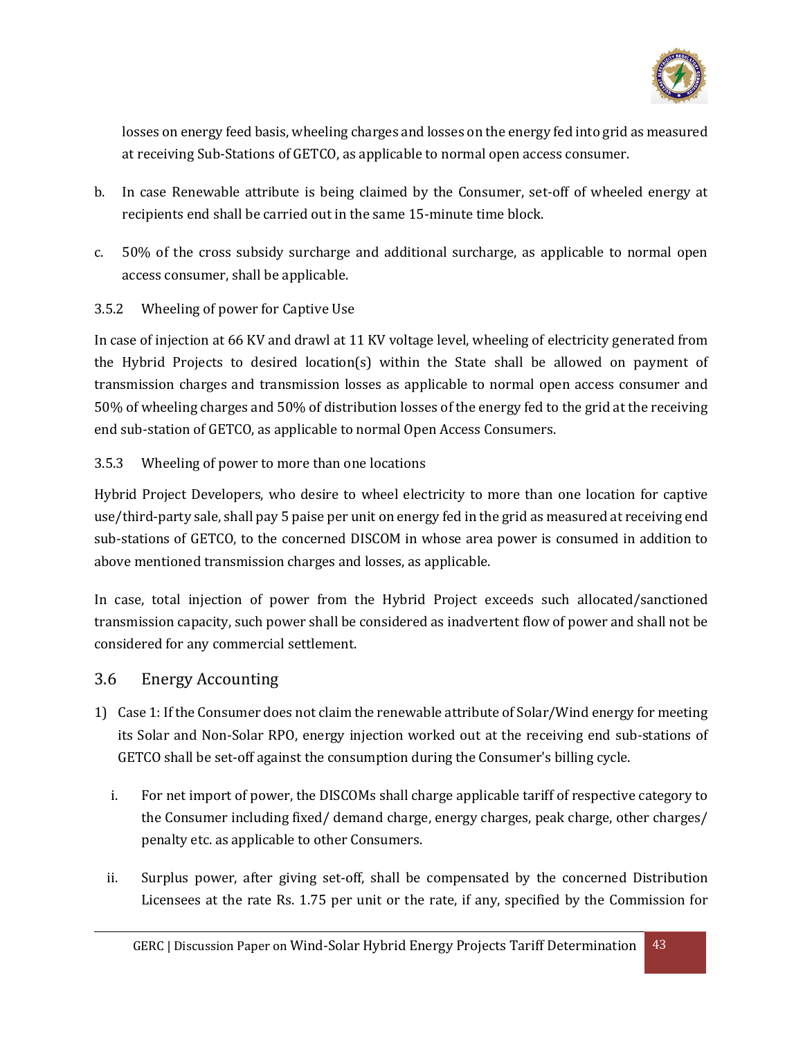losses on energy feed basis, wheeling charges and losses on the energy fed into grid as measured at receiving Sub-Stations of GETCO, as applicable to normal open access consumer.

b. In case Renewable attribute is being claimed by the Consumer, set-off of wheeled energy at recipients end shall be carried out in the same 15-minute time block.

c. 50% of the cross subsidy surcharge and additional surcharge, as applicable to normal open access consumer, shall be applicable.

3.5.2 Wheeling of power for Captive Use

In case of injection at 66 KV and drawl at 11 KV voltage level, wheeling of electricity generated from the Hybrid Projects to desired location(s) within the State shall be allowed on payment of transmission charges and transmission losses as applicable to normal open access consumer and 50% of wheeling charges and 50% of distribution losses of the energy fed to the grid at the receiving end sub-station of GETCO, as applicable to normal Open Access Consumers.

3.5.3 Wheeling of power to more than one locations

Hybrid Project Developers, who desire to wheel electricity to more than one location for captive use/third-party sale, shall pay 5 paise per unit on energy fed in the grid as measured at receiving end sub-stations of GETCO, to the concerned DISCOM in whose area power is consumed in addition to above mentioned transmission charges and losses, as applicable.

In case, total injection of power from the Hybrid Project exceeds such allocated/sanctioned transmission capacity, such power shall be considered as inadvertent flow of power and shall not be considered for any commercial settlement.

## 3.6 Energy Accounting

1) Case 1: If the Consumer does not claim the renewable attribute of Solar/Wind energy for meeting its Solar and Non-Solar RPO, energy injection worked out at the receiving end sub-stations of GETCO shall be set-off against the consumption during the Consumer's billing cycle.

   i. For net import of power, the DISCOMs shall charge applicable tariff of respective category to the Consumer including fixed/ demand charge, energy charges, peak charge, other charges/ penalty etc. as applicable to other Consumers.

   ii. Surplus power, after giving set-off, shall be compensated by the concerned Distribution Licensees at the rate Rs. 1.75 per unit or the rate, if any, specified by the Commission for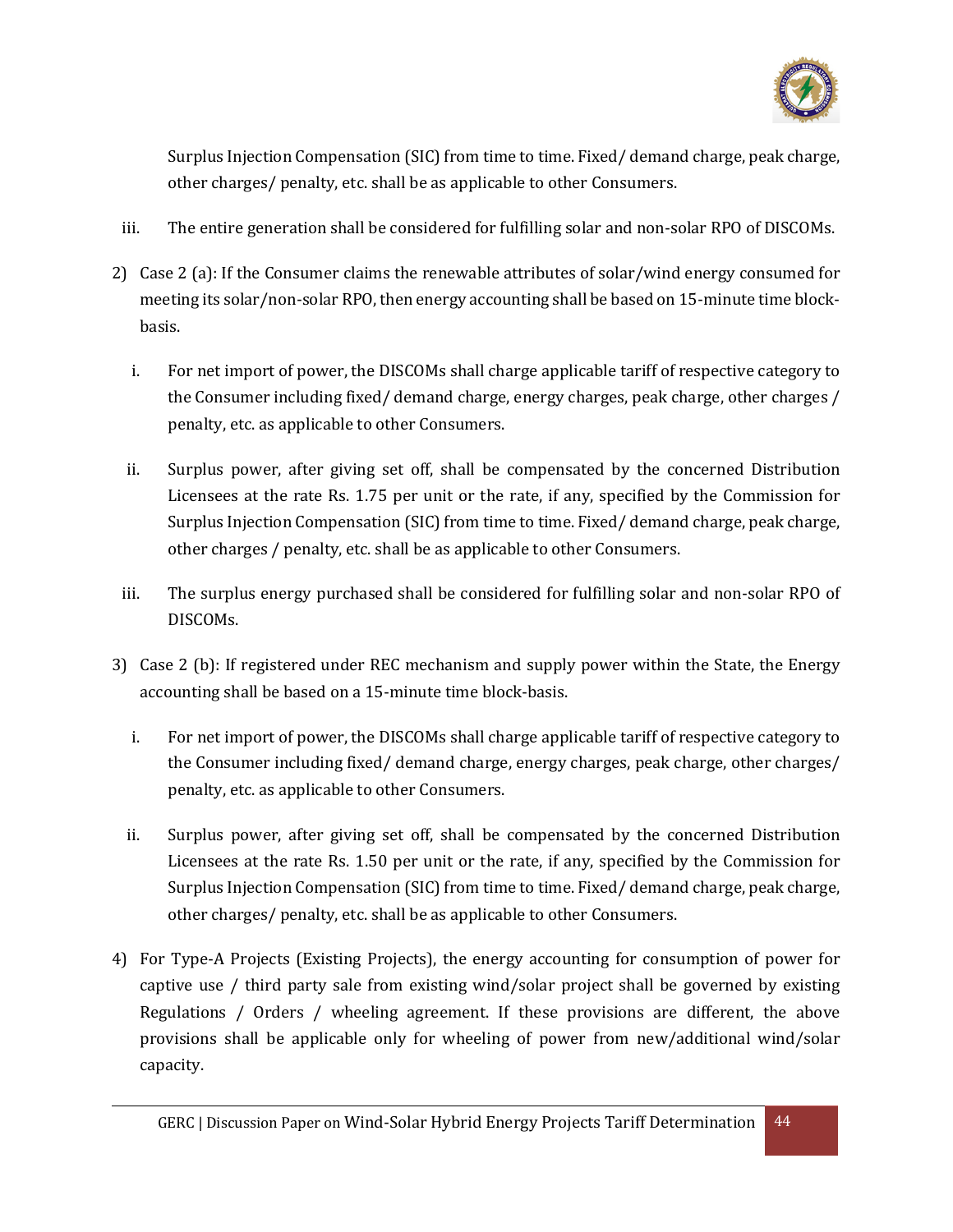Surplus Injection Compensation (SIC) from time to time. Fixed/ demand charge, peak charge, other charges/ penalty, etc. shall be as applicable to other Consumers.

iii. The entire generation shall be considered for fulfilling solar and non-solar RPO of DISCOMs.

2) Case 2 (a): If the Consumer claims the renewable attributes of solar/wind energy consumed for meeting its solar/non-solar RPO, then energy accounting shall be based on 15-minute time block-basis.

   i. For net import of power, the DISCOMs shall charge applicable tariff of respective category to the Consumer including fixed/ demand charge, energy charges, peak charge, other charges / penalty, etc. as applicable to other Consumers.

   ii. Surplus power, after giving set off, shall be compensated by the concerned Distribution Licensees at the rate Rs. 1.75 per unit or the rate, if any, specified by the Commission for Surplus Injection Compensation (SIC) from time to time. Fixed/ demand charge, peak charge, other charges / penalty, etc. shall be as applicable to other Consumers.

   iii. The surplus energy purchased shall be considered for fulfilling solar and non-solar RPO of DISCOMs.

3) Case 2 (b): If registered under REC mechanism and supply power within the State, the Energy accounting shall be based on a 15-minute time block-basis.

   i. For net import of power, the DISCOMs shall charge applicable tariff of respective category to the Consumer including fixed/ demand charge, energy charges, peak charge, other charges/ penalty, etc. as applicable to other Consumers.

   ii. Surplus power, after giving set off, shall be compensated by the concerned Distribution Licensees at the rate Rs. 1.50 per unit or the rate, if any, specified by the Commission for Surplus Injection Compensation (SIC) from time to time. Fixed/ demand charge, peak charge, other charges/ penalty, etc. shall be as applicable to other Consumers.

4) For Type-A Projects (Existing Projects), the energy accounting for consumption of power for captive use / third party sale from existing wind/solar project shall be governed by existing Regulations / Orders / wheeling agreement. If these provisions are different, the above provisions shall be applicable only for wheeling of power from new/additional wind/solar capacity.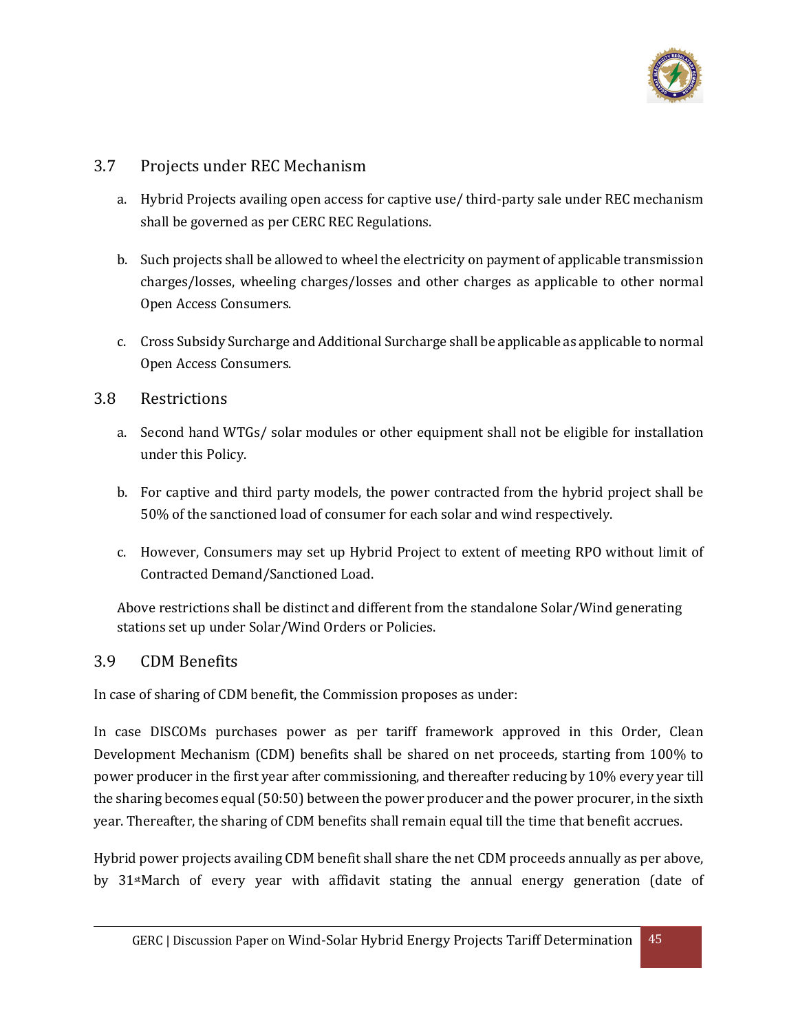## 3.7 Projects under REC Mechanism

a. Hybrid Projects availing open access for captive use/ third-party sale under REC mechanism shall be governed as per CERC REC Regulations.

b. Such projects shall be allowed to wheel the electricity on payment of applicable transmission charges/losses, wheeling charges/losses and other charges as applicable to other normal Open Access Consumers.

c. Cross Subsidy Surcharge and Additional Surcharge shall be applicable as applicable to normal Open Access Consumers.

## 3.8 Restrictions

a. Second hand WTGs/ solar modules or other equipment shall not be eligible for installation under this Policy.

b. For captive and third party models, the power contracted from the hybrid project shall be 50% of the sanctioned load of consumer for each solar and wind respectively.

c. However, Consumers may set up Hybrid Project to extent of meeting RPO without limit of Contracted Demand/Sanctioned Load.

Above restrictions shall be distinct and different from the standalone Solar/Wind generating stations set up under Solar/Wind Orders or Policies.

## 3.9 CDM Benefits

In case of sharing of CDM benefit, the Commission proposes as under:

In case DISCOMs purchases power as per tariff framework approved in this Order, Clean Development Mechanism (CDM) benefits shall be shared on net proceeds, starting from 100% to power producer in the first year after commissioning, and thereafter reducing by 10% every year till the sharing becomes equal (50:50) between the power producer and the power procurer, in the sixth year. Thereafter, the sharing of CDM benefits shall remain equal till the time that benefit accrues.

Hybrid power projects availing CDM benefit shall share the net CDM proceeds annually as per above, by 31st March of every year with affidavit stating the annual energy generation (date of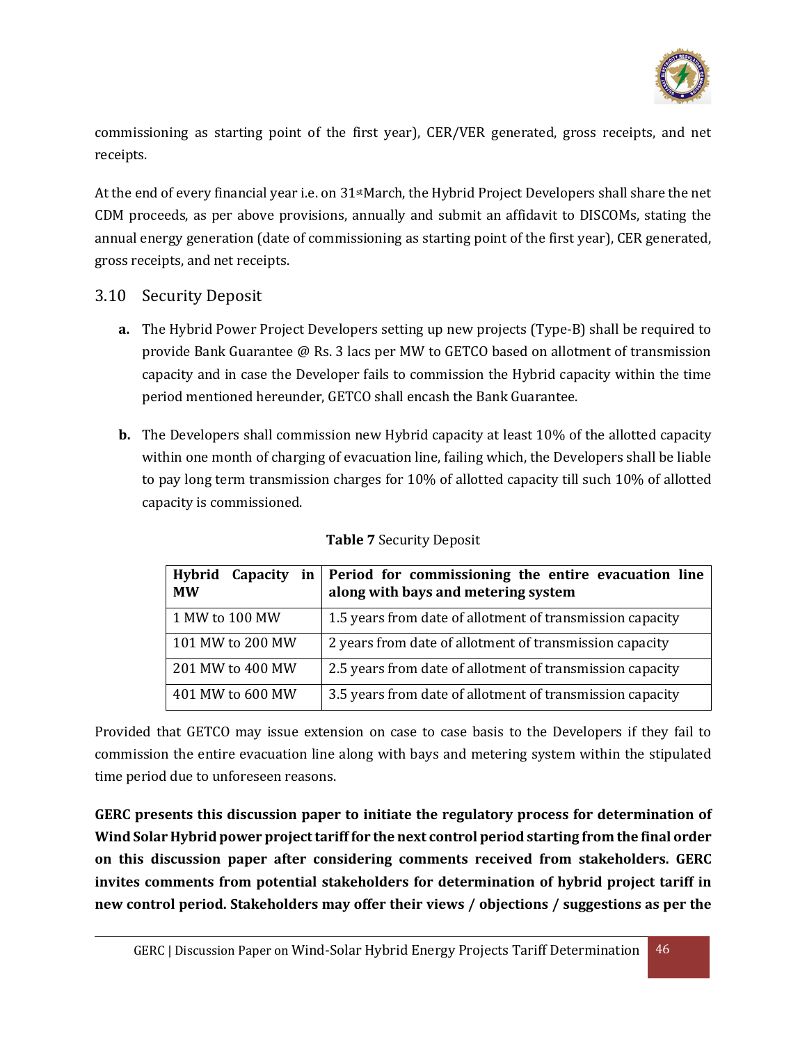commissioning as starting point of the first year), CER/VER generated, gross receipts, and net receipts.

At the end of every financial year i.e. on 31st March, the Hybrid Project Developers shall share the net CDM proceeds, as per above provisions, annually and submit an affidavit to DISCOMs, stating the annual energy generation (date of commissioning as starting point of the first year), CER generated, gross receipts, and net receipts.

## 3.10 Security Deposit

**a.** The Hybrid Power Project Developers setting up new projects (Type-B) shall be required to provide Bank Guarantee @ Rs. 3 lacs per MW to GETCO based on allotment of transmission capacity and in case the Developer fails to commission the Hybrid capacity within the time period mentioned hereunder, GETCO shall encash the Bank Guarantee.

**b.** The Developers shall commission new Hybrid capacity at least 10% of the allotted capacity within one month of charging of evacuation line, failing which, the Developers shall be liable to pay long term transmission charges for 10% of allotted capacity till such 10% of allotted capacity is commissioned.

**Table 7** Security Deposit

| Hybrid Capacity in MW | Period for commissioning the entire evacuation line along with bays and metering system |
|---|---|
| 1 MW to 100 MW | 1.5 years from date of allotment of transmission capacity |
| 101 MW to 200 MW | 2 years from date of allotment of transmission capacity |
| 201 MW to 400 MW | 2.5 years from date of allotment of transmission capacity |
| 401 MW to 600 MW | 3.5 years from date of allotment of transmission capacity |

Provided that GETCO may issue extension on case to case basis to the Developers if they fail to commission the entire evacuation line along with bays and metering system within the stipulated time period due to unforeseen reasons.

**GERC presents this discussion paper to initiate the regulatory process for determination of Wind Solar Hybrid power project tariff for the next control period starting from the final order on this discussion paper after considering comments received from stakeholders. GERC invites comments from potential stakeholders for determination of hybrid project tariff in new control period. Stakeholders may offer their views / objections / suggestions as per the**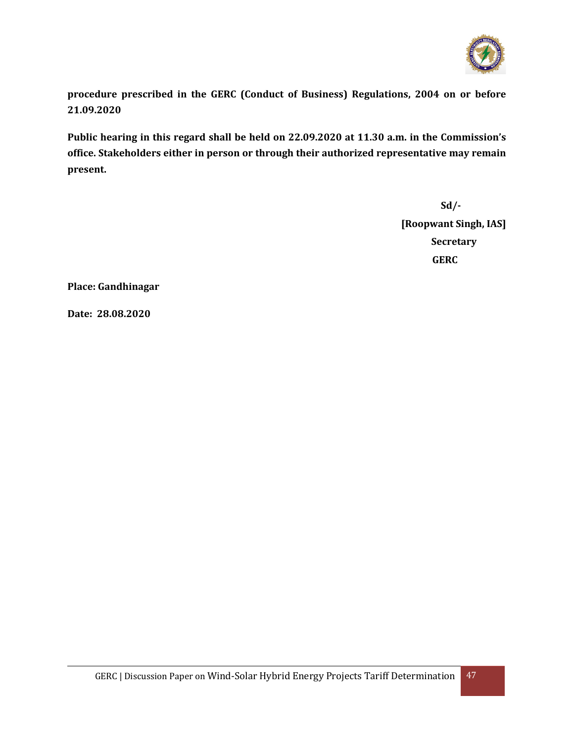**procedure prescribed in the GERC (Conduct of Business) Regulations, 2004 on or before 21.09.2020**

**Public hearing in this regard shall be held on 22.09.2020 at 11.30 a.m. in the Commission's office. Stakeholders either in person or through their authorized representative may remain present.**

**Sd/-**

**[Roopwant Singh, IAS]**

**Secretary**

**GERC**

**Place: Gandhinagar**

**Date: 28.08.2020**